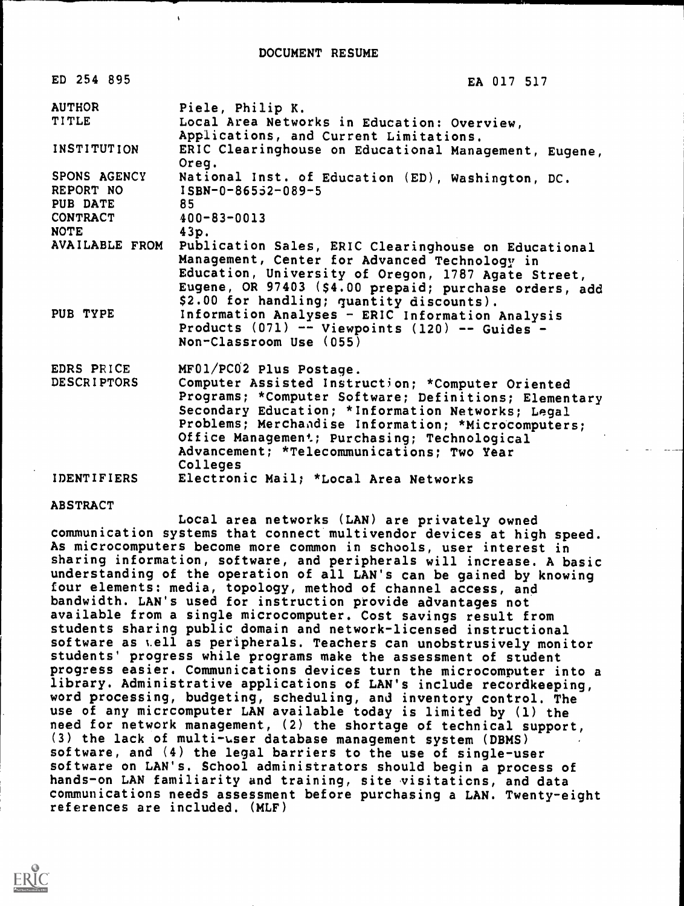# DOCUMENT RESUME

| | |
|---|---|
| ED 254 895 | EA 017 517 |
| AUTHOR | Piele, Philip K. |
| TITLE | Local Area Networks in Education: Overview, Applications, and Current Limitations. |
| INSTITUTION | ERIC Clearinghouse on Educational Management, Eugene, Oreg. |
| SPONS AGENCY | National Inst. of Education (ED), Washington, DC. |
| REPORT NO | ISBN-0-86552-089-5 |
| PUB DATE | 85 |
| CONTRACT | 400-83-0013 |
| NOTE | 43p. |
| AVAILABLE FROM | Publication Sales, ERIC Clearinghouse on Educational Management, Center for Advanced Technology in Education, University of Oregon, 1787 Agate Street, Eugene, OR 97403 ($4.00 prepaid; purchase orders, add $2.00 for handling; quantity discounts). |
| PUB TYPE | Information Analyses - ERIC Information Analysis Products (071) -- Viewpoints (120) -- Guides - Non-Classroom Use (055) |
| EDRS PRICE | MF01/PC02 Plus Postage. |
| DESCRIPTORS | Computer Assisted Instruction; *Computer Oriented Programs; *Computer Software; Definitions; Elementary Secondary Education; *Information Networks; Legal Problems; Merchandise Information; *Microcomputers; Office Management; Purchasing; Technological Advancement; *Telecommunications; Two Year Colleges |
| IDENTIFIERS | Electronic Mail; *Local Area Networks |

## ABSTRACT

Local area networks (LAN) are privately owned communication systems that connect multivendor devices at high speed. As microcomputers become more common in schools, user interest in sharing information, software, and peripherals will increase. A basic understanding of the operation of all LAN's can be gained by knowing four elements: media, topology, method of channel access, and bandwidth. LAN's used for instruction provide advantages not available from a single microcomputer. Cost savings result from students sharing public domain and network-licensed instructional software as well as peripherals. Teachers can unobstrusively monitor students' progress while programs make the assessment of student progress easier. Communications devices turn the microcomputer into a library. Administrative applications of LAN's include recordkeeping, word processing, budgeting, scheduling, and inventory control. The use of any micrcomputer LAN available today is limited by (1) the need for network management, (2) the shortage of technical support, (3) the lack of multi-user database management system (DBMS) software, and (4) the legal barriers to the use of single-user software on LAN's. School administrators should begin a process of hands-on LAN familiarity and training, site visitations, and data communications needs assessment before purchasing a LAN. Twenty-eight references are included. (MLF)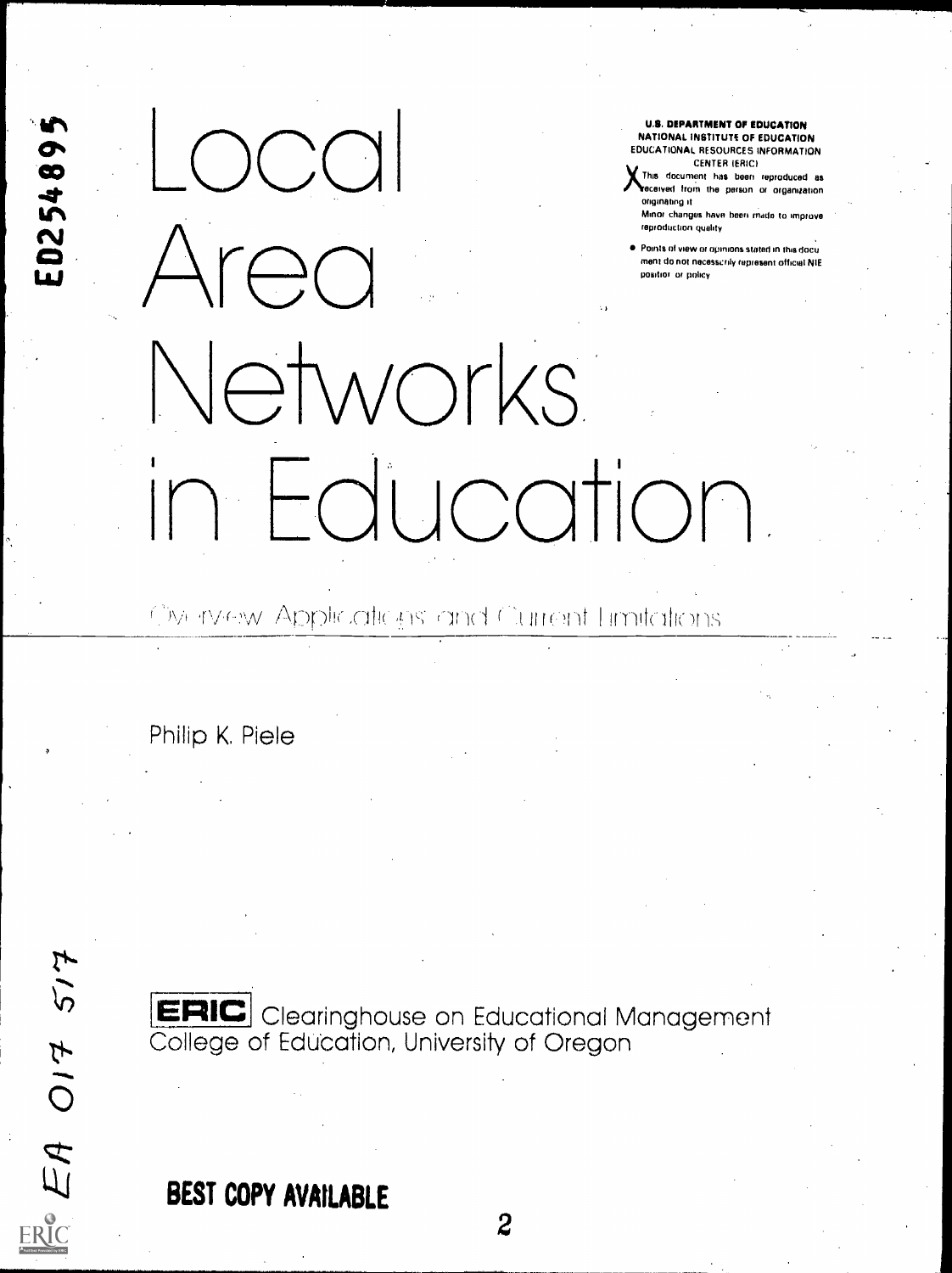ED254895

# Local Area Networks in Education

**U.S. DEPARTMENT OF EDUCATION**
**NATIONAL INSTITUTE OF EDUCATION**
EDUCATIONAL RESOURCES INFORMATION CENTER (ERIC)

X This document has been reproduced as received from the person or organization originating it.
Minor changes have been made to improve reproduction quality.

- Points of view or opinions stated in this document do not necessarily represent official NIE position or policy.

## Overview Applications and Current Limitations

Philip K. Piele

ERIC Clearinghouse on Educational Management
College of Education, University of Oregon

EA 017 517

**BEST COPY AVAILABLE**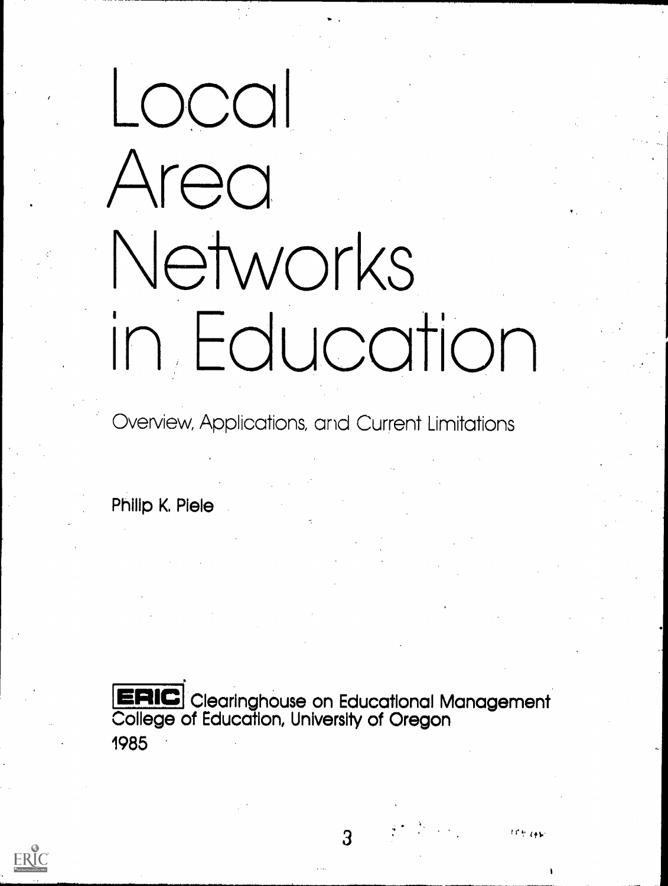# Local Area Networks in Education

Overview, Applications, and Current Limitations

Philip K. Piele

ERIC Clearinghouse on Educational Management
College of Education, University of Oregon
1985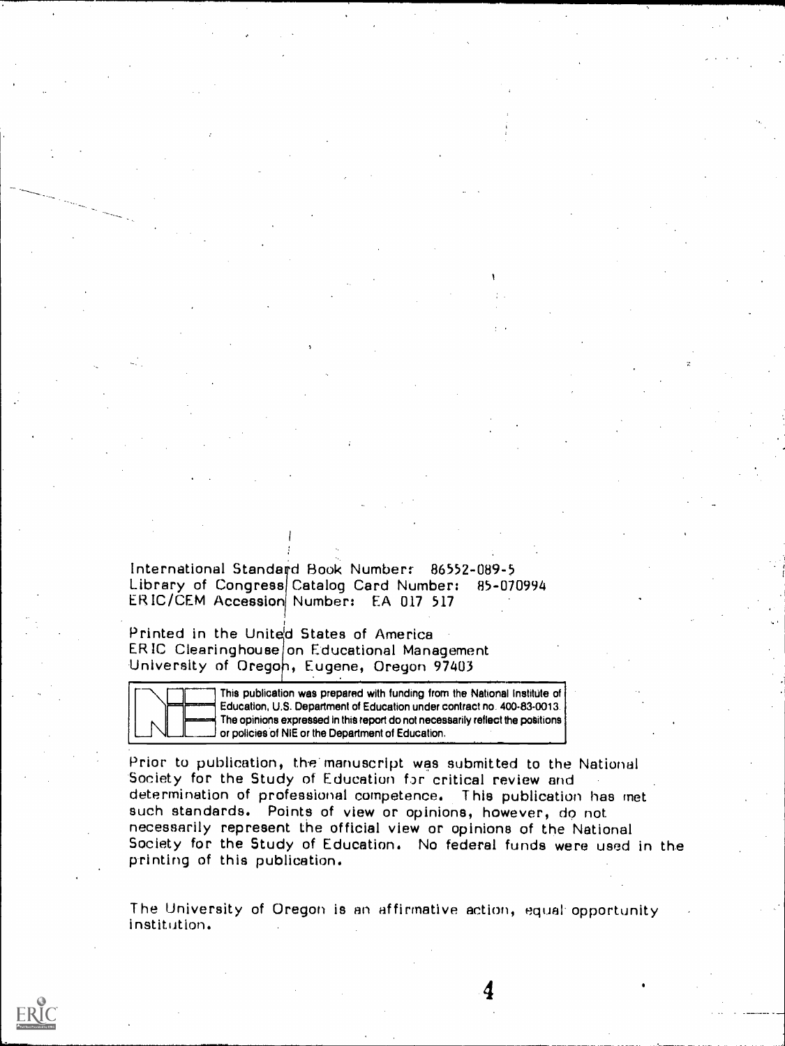International Standard Book Number: 86552-089-5
Library of Congress Catalog Card Number: 85-070994
ERIC/CEM Accession Number: EA 017 517

Printed in the United States of America
ERIC Clearinghouse on Educational Management
University of Oregon, Eugene, Oregon 97403

This publication was prepared with funding from the National Institute of Education, U.S. Department of Education under contract no. 400-83-0013. The opinions expressed in this report do not necessarily reflect the positions or policies of NIE or the Department of Education.

Prior to publication, the manuscript was submitted to the National Society for the Study of Education for critical review and determination of professional competence. This publication has met such standards. Points of view or opinions, however, do not necessarily represent the official view or opinions of the National Society for the Study of Education. No federal funds were used in the printing of this publication.

The University of Oregon is an affirmative action, equal opportunity institution.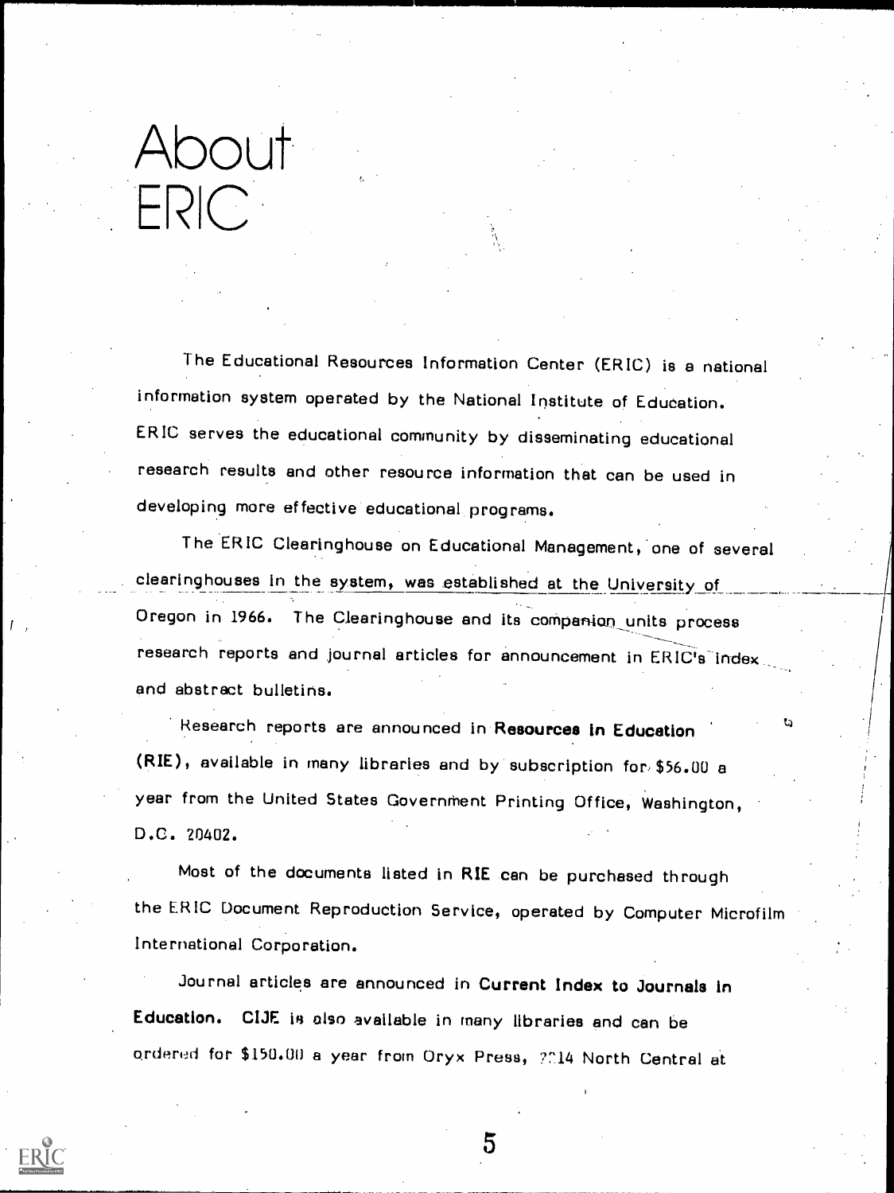# About ERIC

The Educational Resources Information Center (ERIC) is a national information system operated by the National Institute of Education. ERIC serves the educational community by disseminating educational research results and other resource information that can be used in developing more effective educational programs.

The ERIC Clearinghouse on Educational Management, one of several clearinghouses in the system, was established at the University of Oregon in 1966. The Clearinghouse and its companion units process research reports and journal articles for announcement in ERIC's index and abstract bulletins.

Research reports are announced in **Resources in Education** (RIE), available in many libraries and by subscription for $56.00 a year from the United States Government Printing Office, Washington, D.C. 20402.

Most of the documents listed in RIE can be purchased through the ERIC Document Reproduction Service, operated by Computer Microfilm International Corporation.

Journal articles are announced in **Current Index to Journals in Education.** CIJE is also available in many libraries and can be ordered for $150.00 a year from Oryx Press, 2214 North Central at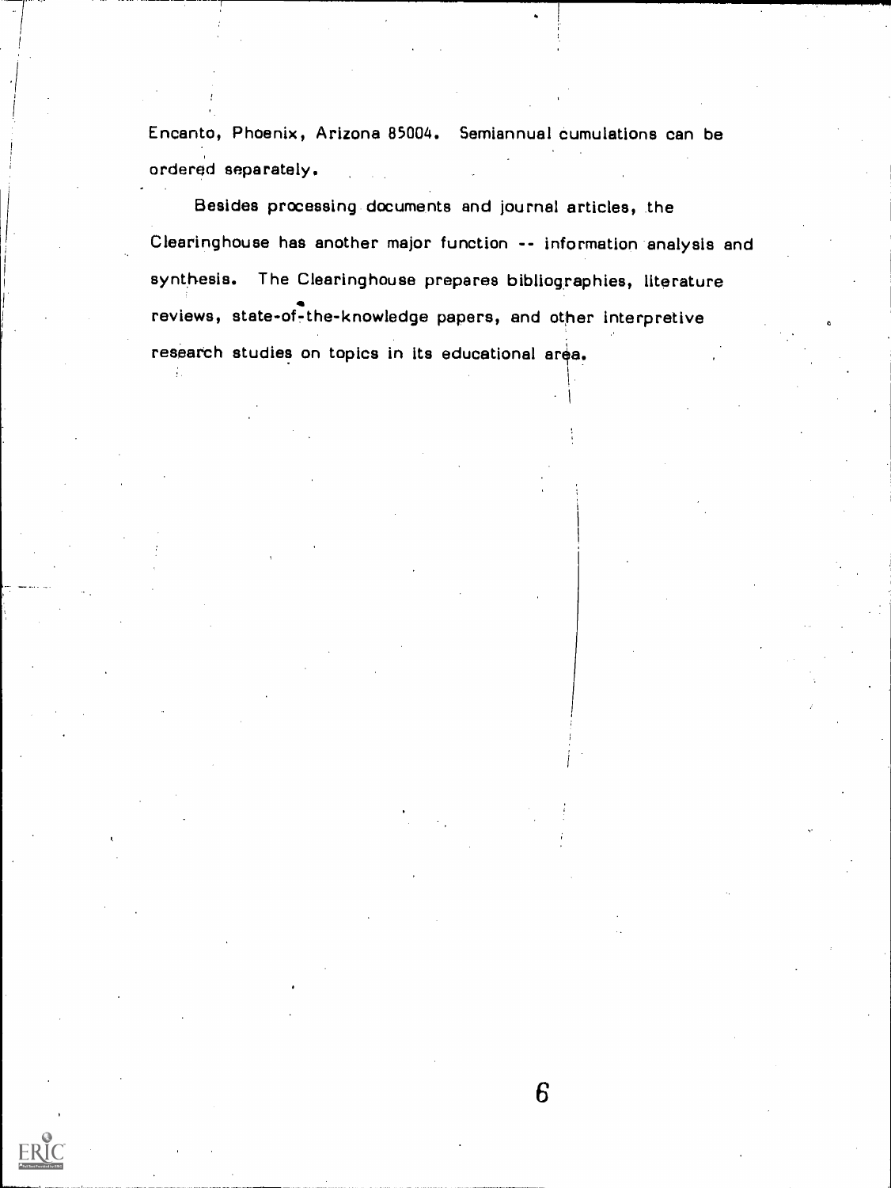Encanto, Phoenix, Arizona 85004. Semiannual cumulations can be ordered separately.

Besides processing documents and journal articles, the Clearinghouse has another major function -- information analysis and synthesis. The Clearinghouse prepares bibliographies, literature reviews, state-of-the-knowledge papers, and other interpretive research studies on topics in its educational area.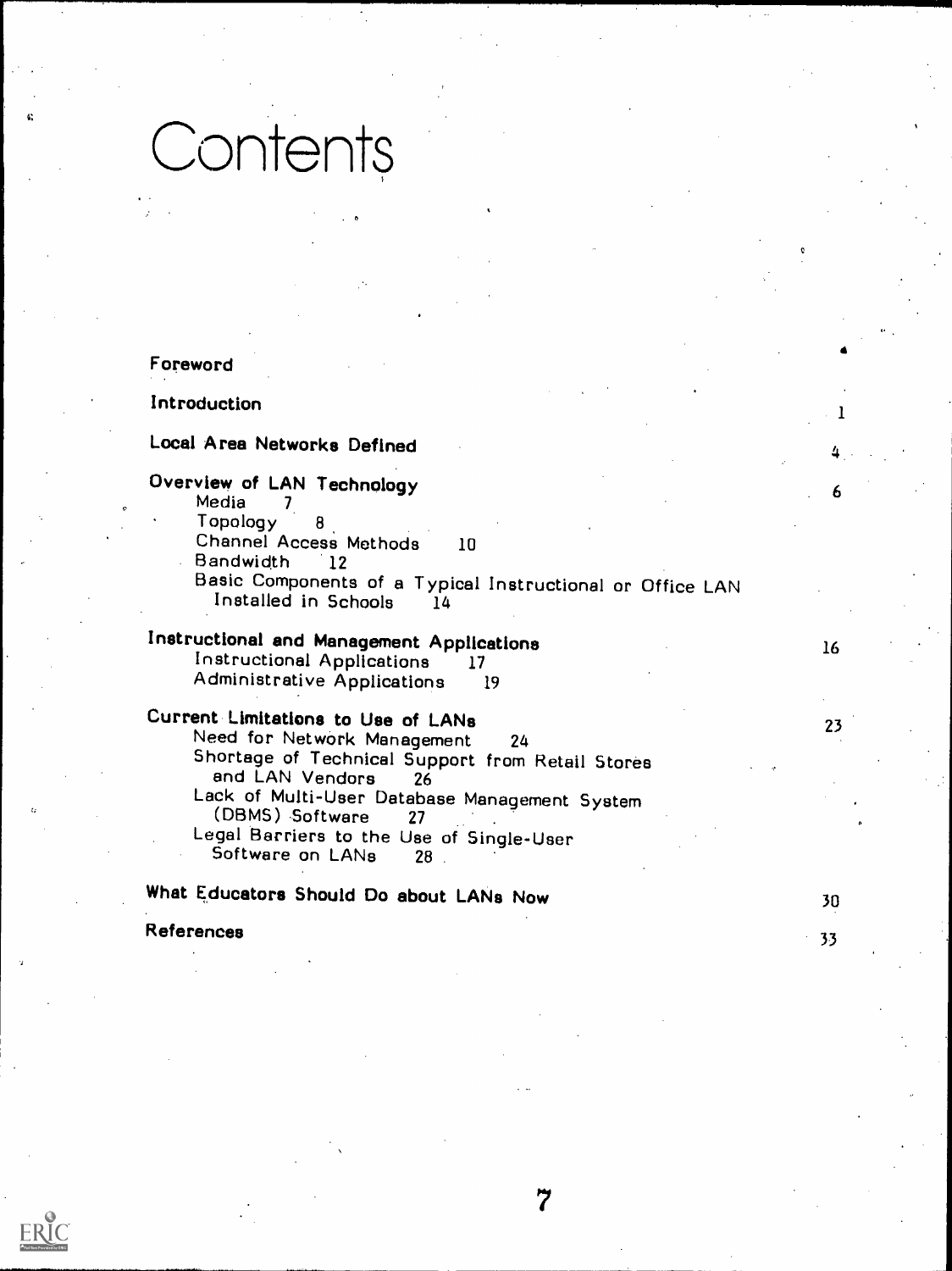# Contents

| | |
|---|---|
| **Foreword** | |
| **Introduction** | 1 |
| **Local Area Networks Defined** | 4 |
| **Overview of LAN Technology** | 6 |
| Media 7 | |
| Topology 8 | |
| Channel Access Methods 10 | |
| Bandwidth 12 | |
| Basic Components of a Typical Instructional or Office LAN Installed in Schools 14 | |
| **Instructional and Management Applications** | 16 |
| Instructional Applications 17 | |
| Administrative Applications 19 | |
| **Current Limitations to Use of LANs** | 23 |
| Need for Network Management 24 | |
| Shortage of Technical Support from Retail Stores and LAN Vendors 26 | |
| Lack of Multi-User Database Management System (DBMS) Software 27 | |
| Legal Barriers to the Use of Single-User Software on LANs 28 | |
| **What Educators Should Do about LANs Now** | 30 |
| **References** | 33 |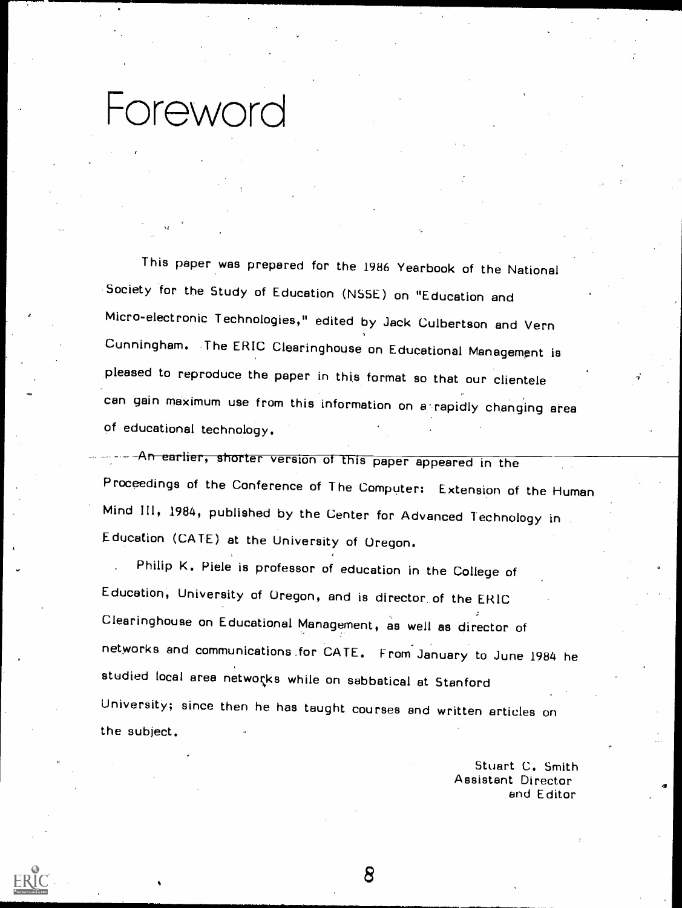# Foreword

This paper was prepared for the 1986 Yearbook of the National Society for the Study of Education (NSSE) on "Education and Micro-electronic Technologies," edited by Jack Culbertson and Vern Cunningham. The ERIC Clearinghouse on Educational Management is pleased to reproduce the paper in this format so that our clientele can gain maximum use from this information on a rapidly changing area of educational technology.

An earlier, shorter version of this paper appeared in the Proceedings of the Conference of The Computer: Extension of the Human Mind III, 1984, published by the Center for Advanced Technology in Education (CATE) at the University of Oregon.

Philip K. Piele is professor of education in the College of Education, University of Oregon, and is director of the ERIC Clearinghouse on Educational Management, as well as director of networks and communications for CATE. From January to June 1984 he studied local area networks while on sabbatical at Stanford University; since then he has taught courses and written articles on the subject.

Stuart C. Smith
Assistant Director
and Editor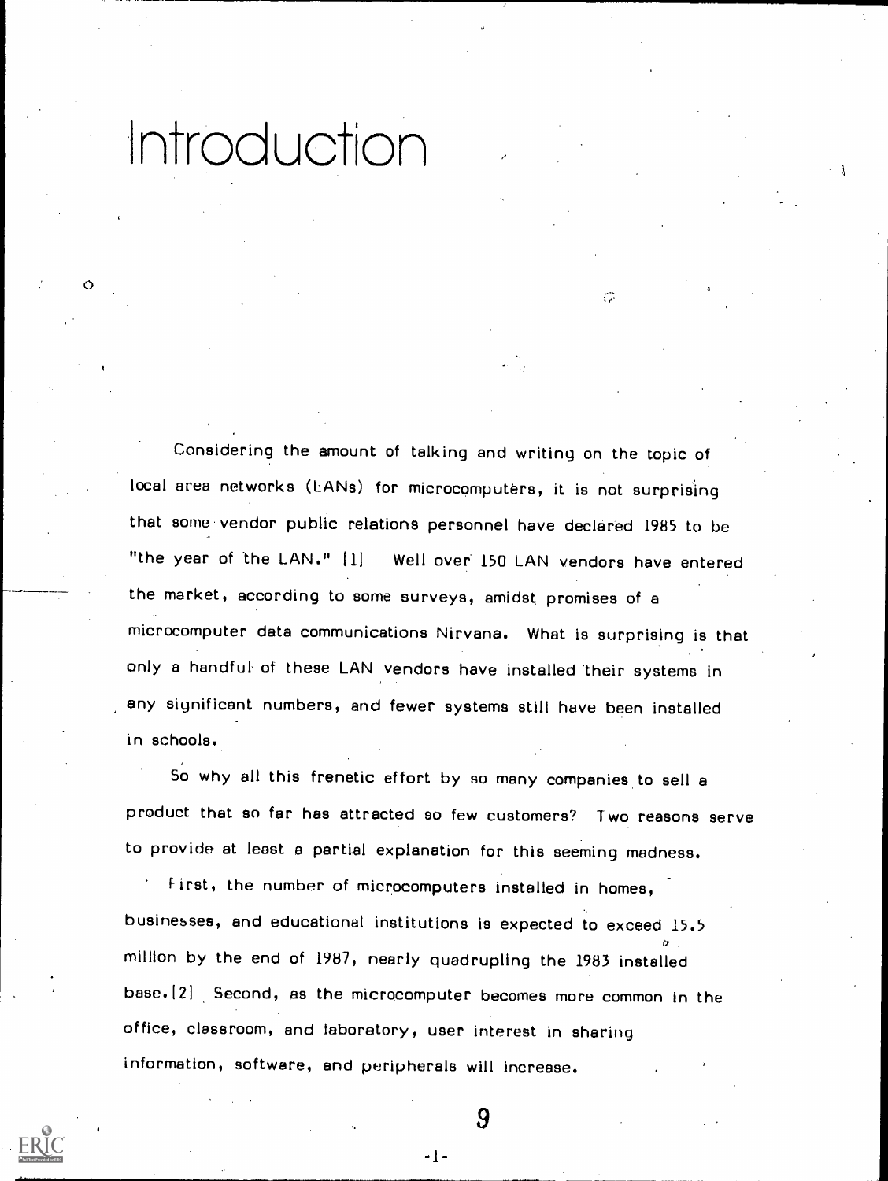# Introduction

Considering the amount of talking and writing on the topic of local area networks (LANs) for microcomputers, it is not surprising that some vendor public relations personnel have declared 1985 to be "the year of the LAN." [1] Well over 150 LAN vendors have entered the market, according to some surveys, amidst promises of a microcomputer data communications Nirvana. What is surprising is that only a handful of these LAN vendors have installed their systems in any significant numbers, and fewer systems still have been installed in schools.

So why all this frenetic effort by so many companies to sell a product that so far has attracted so few customers? Two reasons serve to provide at least a partial explanation for this seeming madness.

First, the number of microcomputers installed in homes, businesses, and educational institutions is expected to exceed 15.5 million by the end of 1987, nearly quadrupling the 1983 installed base.[2] Second, as the microcomputer becomes more common in the office, classroom, and laboratory, user interest in sharing information, software, and peripherals will increase.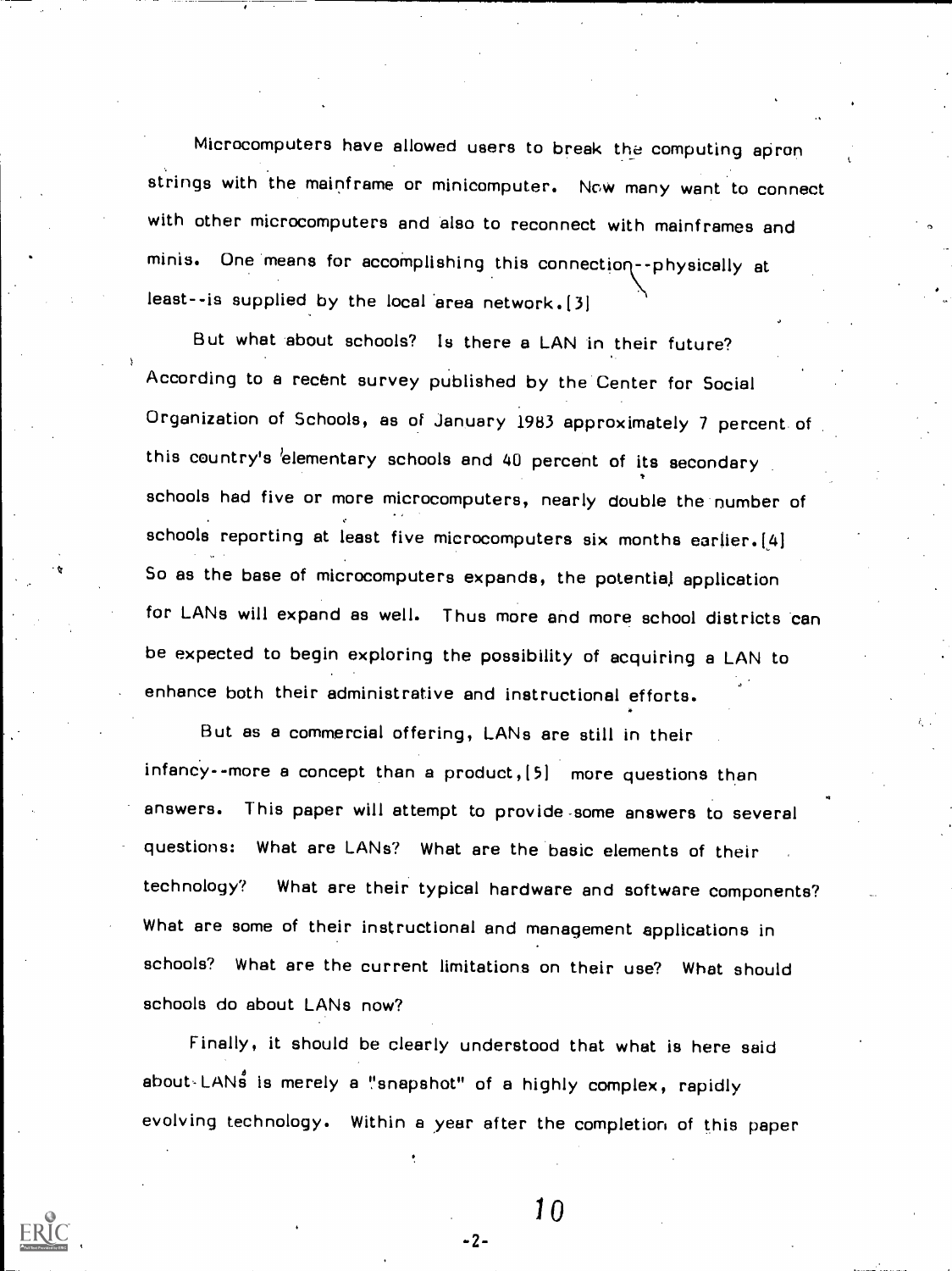Microcomputers have allowed users to break the computing apron strings with the mainframe or minicomputer. Now many want to connect with other microcomputers and also to reconnect with mainframes and minis. One means for accomplishing this connection--physically at least--is supplied by the local area network.[3]

But what about schools? Is there a LAN in their future? According to a recent survey published by the Center for Social Organization of Schools, as of January 1983 approximately 7 percent of this country's elementary schools and 40 percent of its secondary schools had five or more microcomputers, nearly double the number of schools reporting at least five microcomputers six months earlier.[4] So as the base of microcomputers expands, the potential application for LANs will expand as well. Thus more and more school districts can be expected to begin exploring the possibility of acquiring a LAN to enhance both their administrative and instructional efforts.

But as a commercial offering, LANs are still in their infancy--more a concept than a product,[5] more questions than answers. This paper will attempt to provide some answers to several questions: What are LANs? What are the basic elements of their technology? What are their typical hardware and software components? What are some of their instructional and management applications in schools? What are the current limitations on their use? What should schools do about LANs now?

Finally, it should be clearly understood that what is here said about LANs is merely a "snapshot" of a highly complex, rapidly evolving technology. Within a year after the completion of this paper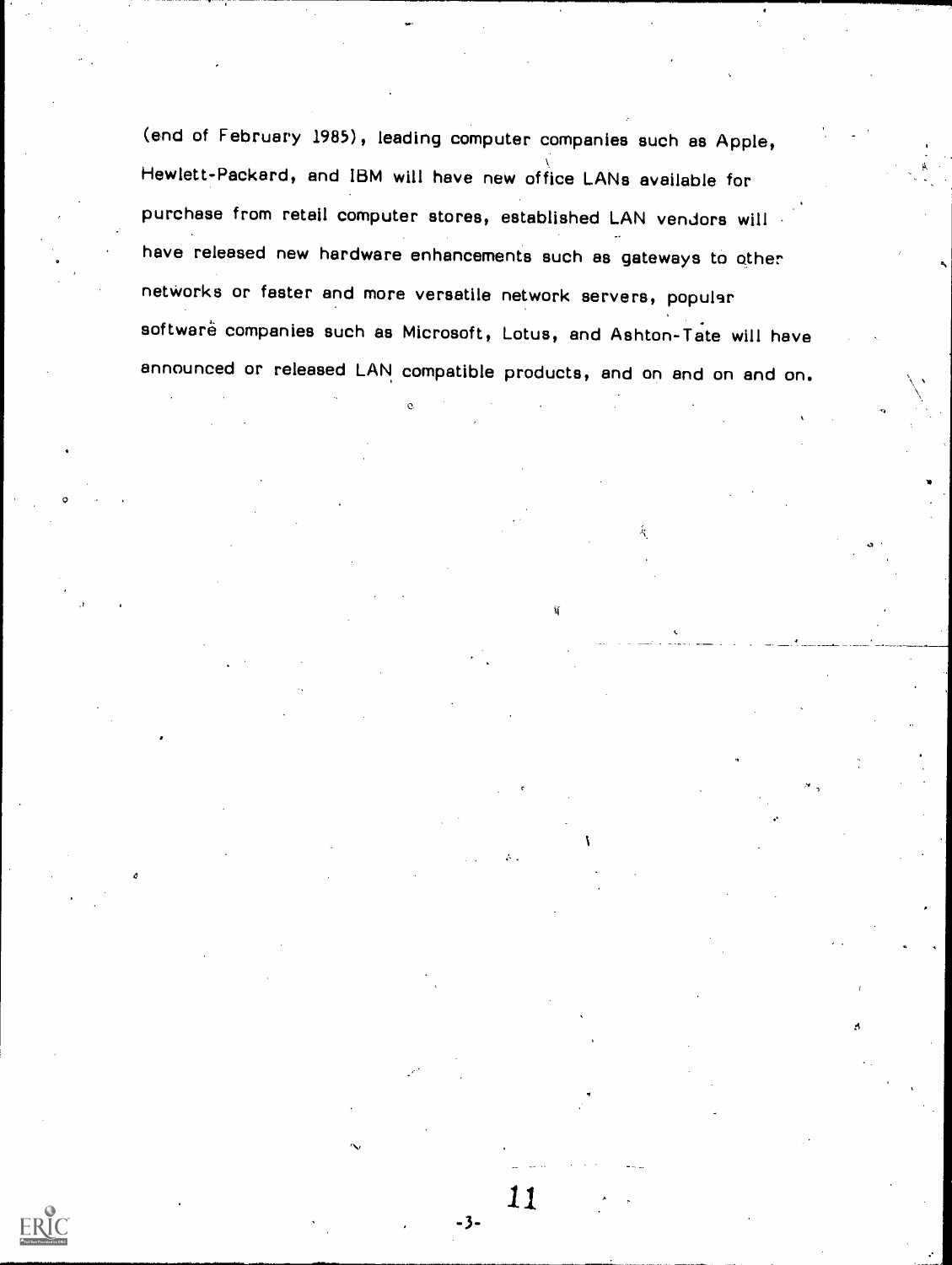(end of February 1985), leading computer companies such as Apple, Hewlett-Packard, and IBM will have new office LANs available for purchase from retail computer stores, established LAN vendors will have released new hardware enhancements such as gateways to other networks or faster and more versatile network servers, popular software companies such as Microsoft, Lotus, and Ashton-Tate will have announced or released LAN compatible products, and on and on and on.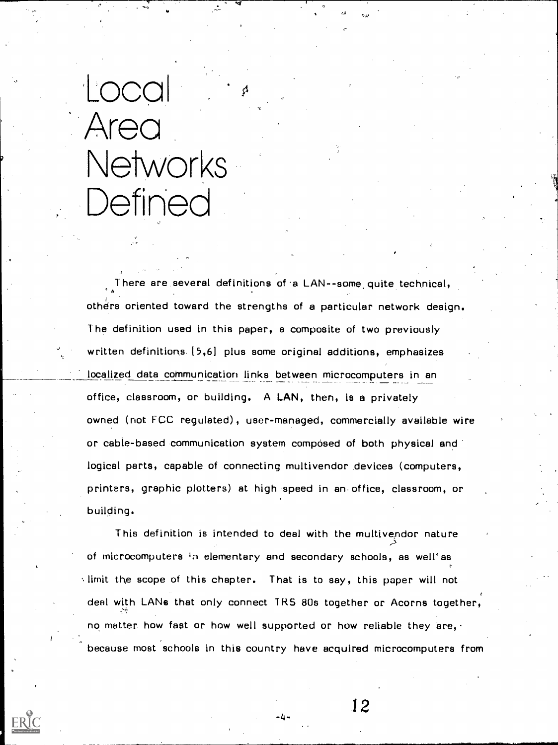# Local Area Networks Defined

There are several definitions of a LAN--some quite technical, others oriented toward the strengths of a particular network design. The definition used in this paper, a composite of two previously written definitions [5,6] plus some original additions, emphasizes localized data communication links between microcomputers in an office, classroom, or building. A **LAN**, then, is a privately owned (not FCC regulated), user-managed, commercially available wire or cable-based communication system composed of both physical and logical parts, capable of connecting multivendor devices (computers, printers, graphic plotters) at high speed in an office, classroom, or building.

This definition is intended to deal with the multivendor nature of microcomputers in elementary and secondary schools, as well as limit the scope of this chapter. That is to say, this paper will not deal with LANs that only connect TRS 80s together or Acorns together, no matter how fast or how well supported or how reliable they are, because most schools in this country have acquired microcomputers from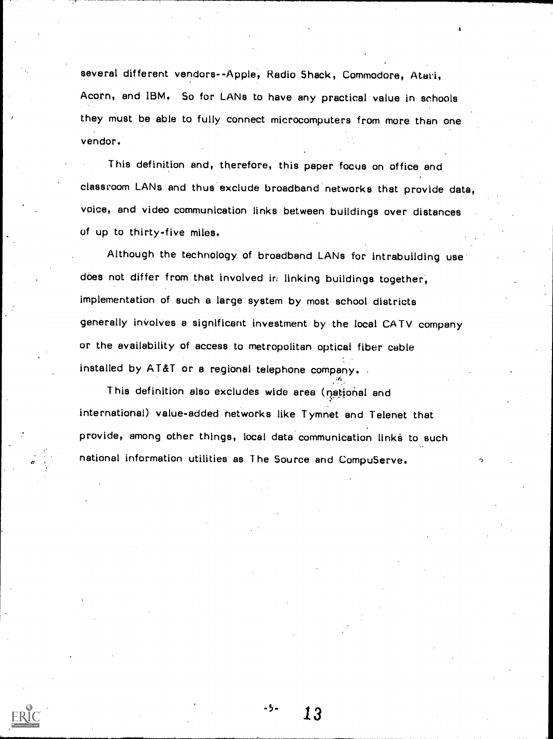several different vendors--Apple, Radio Shack, Commodore, Atari, Acorn, and IBM. So for LANs to have any practical value in schools they must be able to fully connect microcomputers from more than one vendor.

This definition and, therefore, this paper focus on office and classroom LANs and thus exclude broadband networks that provide data, voice, and video communication links between buildings over distances of up to thirty-five miles.

Although the technology of broadband LANs for intrabuilding use does not differ from that involved in linking buildings together, implementation of such a large system by most school districts generally involves a significant investment by the local CATV company or the availability of access to metropolitan optical fiber cable installed by AT&T or a regional telephone company.

This definition also excludes wide area (national and international) value-added networks like Tymnet and Telenet that provide, among other things, local data communication links to such national information utilities as The Source and CompuServe.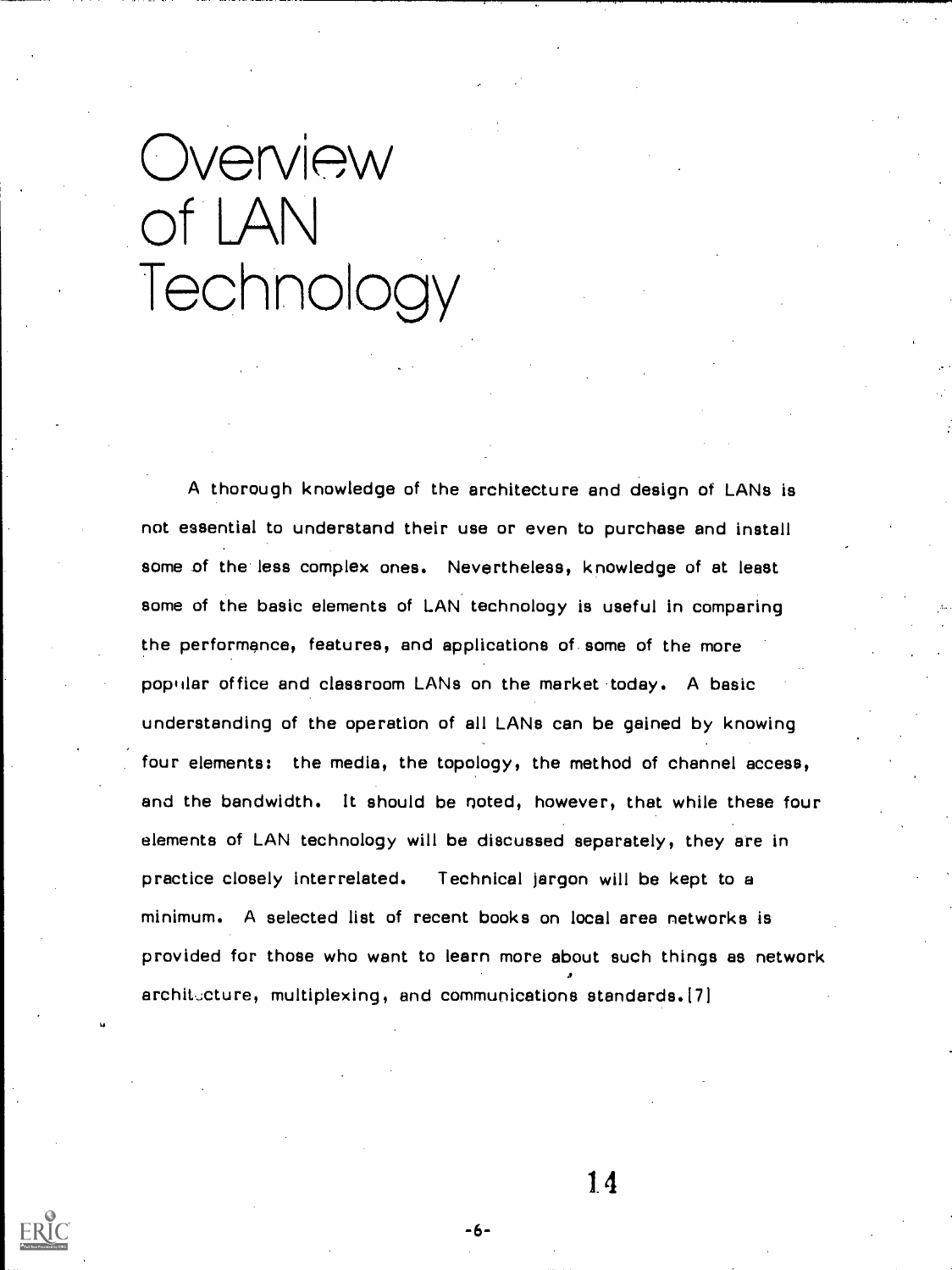# Overview of LAN Technology

A thorough knowledge of the architecture and design of LANs is not essential to understand their use or even to purchase and install some of the less complex ones. Nevertheless, knowledge of at least some of the basic elements of LAN technology is useful in comparing the performance, features, and applications of some of the more popular office and classroom LANs on the market today. A basic understanding of the operation of all LANs can be gained by knowing four elements: the media, the topology, the method of channel access, and the bandwidth. It should be noted, however, that while these four elements of LAN technology will be discussed separately, they are in practice closely interrelated. Technical jargon will be kept to a minimum. A selected list of recent books on local area networks is provided for those who want to learn more about such things as network architecture, multiplexing, and communications standards.[7]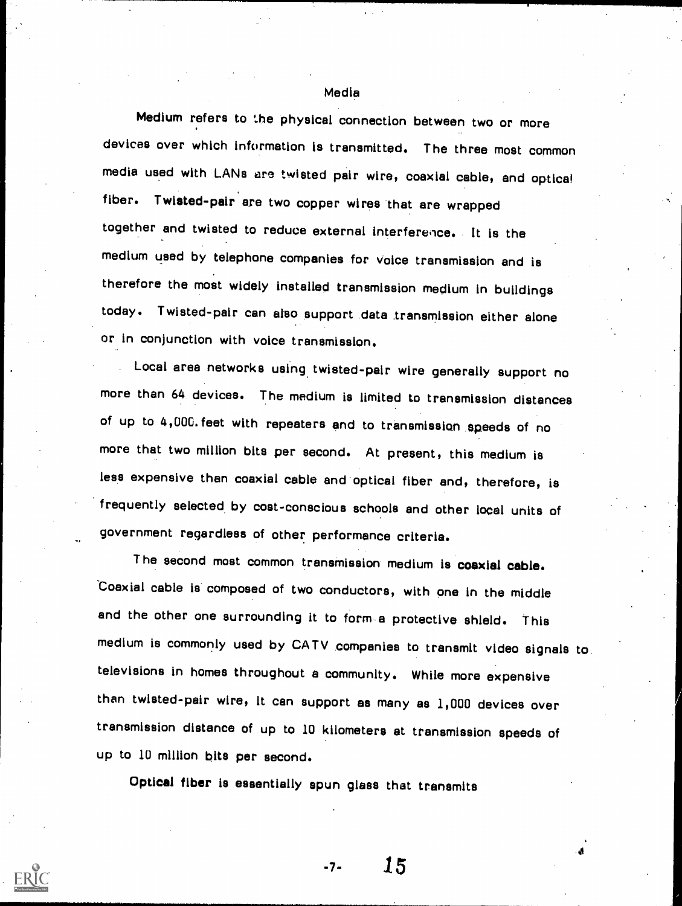## Media

Medium refers to the physical connection between two or more devices over which information is transmitted. The three most common media used with LANs are twisted pair wire, coaxial cable, and optical fiber. **Twisted-pair** are two copper wires that are wrapped together and twisted to reduce external interference. It is the medium used by telephone companies for voice transmission and is therefore the most widely installed transmission medium in buildings today. Twisted-pair can also support data transmission either alone or in conjunction with voice transmission.

Local area networks using twisted-pair wire generally support no more than 64 devices. The medium is limited to transmission distances of up to 4,000 feet with repeaters and to transmission speeds of no more that two million bits per second. At present, this medium is less expensive than coaxial cable and optical fiber and, therefore, is frequently selected by cost-conscious schools and other local units of government regardless of other performance criteria.

The second most common transmission medium is **coaxial cable.** Coaxial cable is composed of two conductors, with one in the middle and the other one surrounding it to form a protective shield. This medium is commonly used by CATV companies to transmit video signals to televisions in homes throughout a community. While more expensive than twisted-pair wire, it can support as many as 1,000 devices over transmission distance of up to 10 kilometers at transmission speeds of up to 10 million bits per second.

**Optical fiber** is essentially spun glass that transmits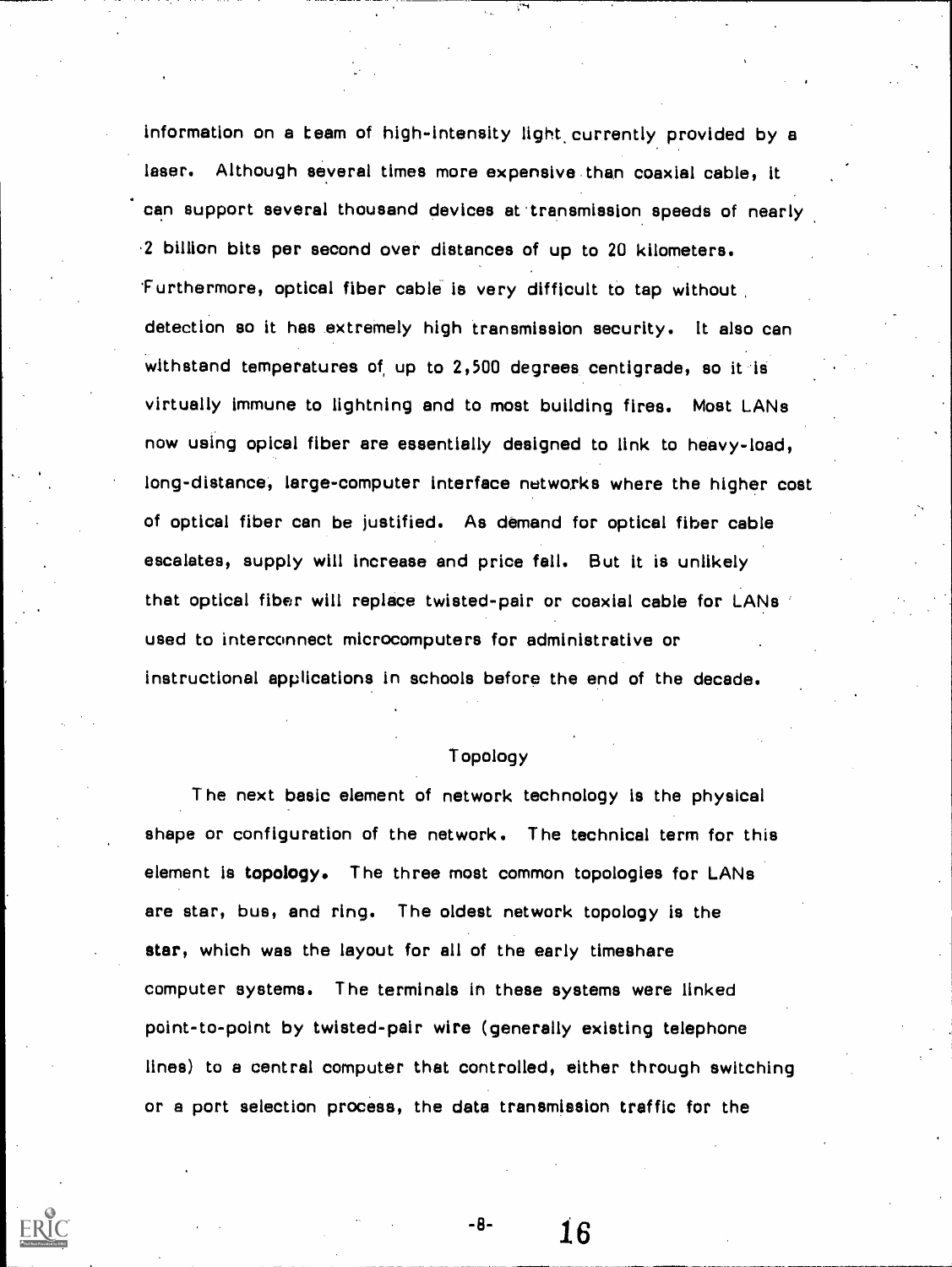information on a team of high-intensity light currently provided by a laser. Although several times more expensive than coaxial cable, it can support several thousand devices at transmission speeds of nearly 2 billion bits per second over distances of up to 20 kilometers. Furthermore, optical fiber cable is very difficult to tap without detection so it has extremely high transmission security. It also can withstand temperatures of up to 2,500 degrees centigrade, so it is virtually immune to lightning and to most building fires. Most LANs now using opical fiber are essentially designed to link to heavy-load, long-distance, large-computer interface networks where the higher cost of optical fiber can be justified. As demand for optical fiber cable escalates, supply will increase and price fall. But it is unlikely that optical fiber will replace twisted-pair or coaxial cable for LANs used to interconnect microcomputers for administrative or instructional applications in schools before the end of the decade.

## Topology

The next basic element of network technology is the physical shape or configuration of the network. The technical term for this element is **topology.** The three most common topologies for LANs are star, bus, and ring. The oldest network topology is the **star,** which was the layout for all of the early timeshare computer systems. The terminals in these systems were linked point-to-point by twisted-pair wire (generally existing telephone lines) to a central computer that controlled, either through switching or a port selection process, the data transmission traffic for the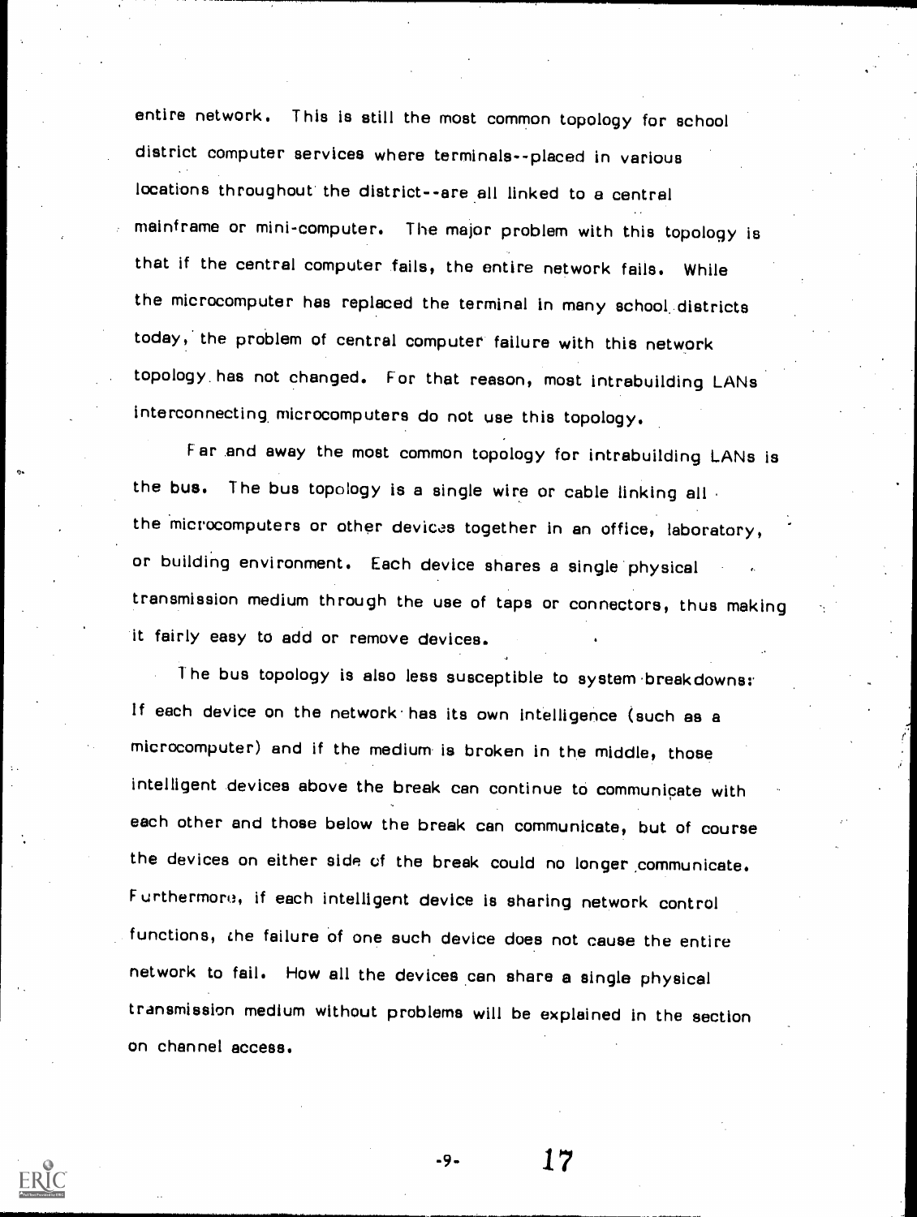entire network. This is still the most common topology for school district computer services where terminals--placed in various locations throughout the district--are all linked to a central mainframe or mini-computer. The major problem with this topology is that if the central computer fails, the entire network fails. While the microcomputer has replaced the terminal in many school districts today, the problem of central computer failure with this network topology has not changed. For that reason, most intrabuilding LANs interconnecting microcomputers do not use this topology.

Far and away the most common topology for intrabuilding LANs is the bus. The bus topology is a single wire or cable linking all the microcomputers or other devices together in an office, laboratory, or building environment. Each device shares a single physical transmission medium through the use of taps or connectors, thus making it fairly easy to add or remove devices.

The bus topology is also less susceptible to system breakdowns: If each device on the network has its own intelligence (such as a microcomputer) and if the medium is broken in the middle, those intelligent devices above the break can continue to communicate with each other and those below the break can communicate, but of course the devices on either side of the break could no longer communicate. Furthermore, if each intelligent device is sharing network control functions, the failure of one such device does not cause the entire network to fail. How all the devices can share a single physical transmission medium without problems will be explained in the section on channel access.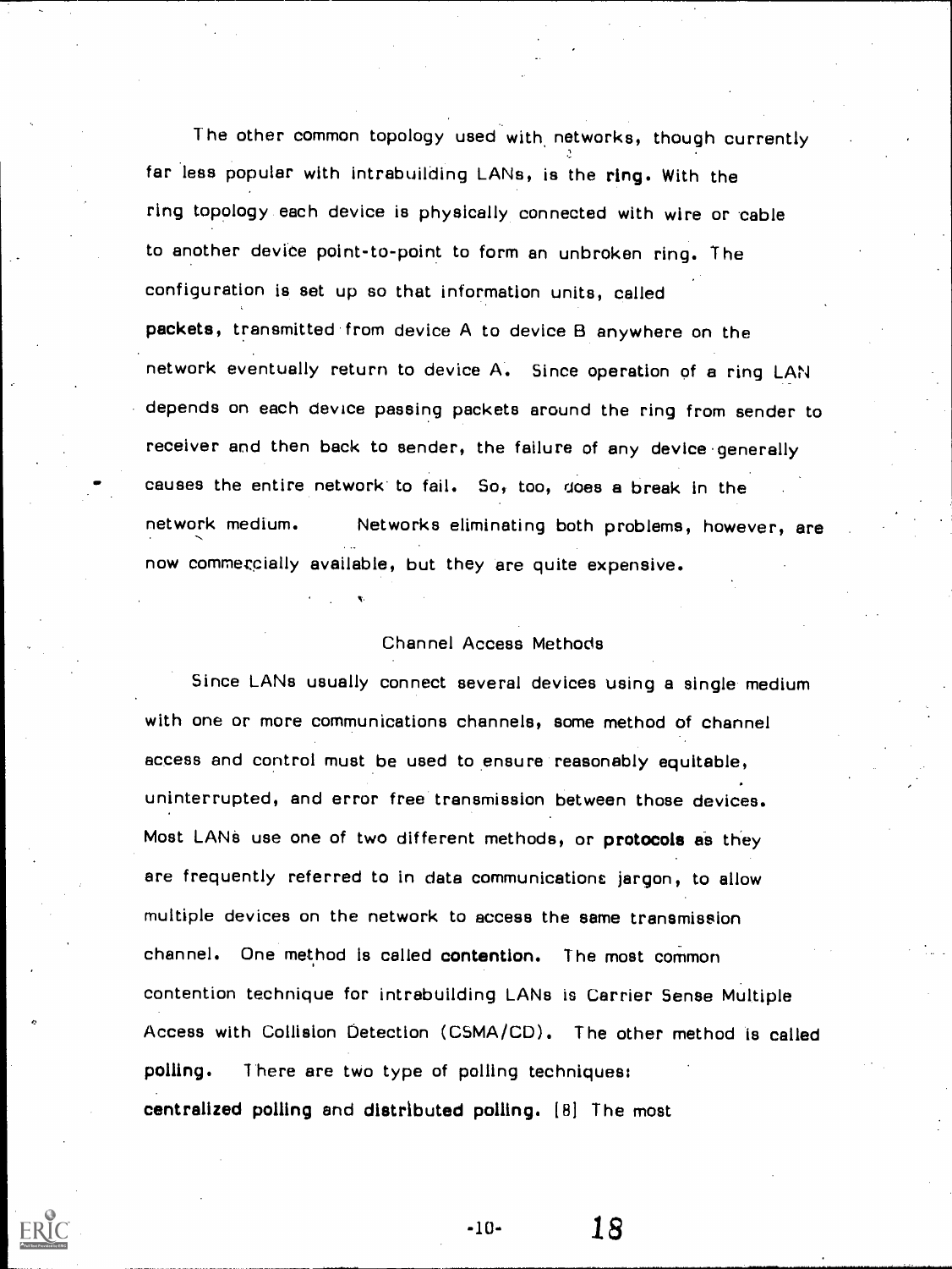The other common topology used with networks, though currently far less popular with intrabuilding LANs, is the **ring**. With the ring topology each device is physically connected with wire or cable to another device point-to-point to form an unbroken ring. The configuration is set up so that information units, called **packets**, transmitted from device A to device B anywhere on the network eventually return to device A. Since operation of a ring LAN depends on each device passing packets around the ring from sender to receiver and then back to sender, the failure of any device generally causes the entire network to fail. So, too, does a break in the network medium. Networks eliminating both problems, however, are now commercially available, but they are quite expensive.

## Channel Access Methods

Since LANs usually connect several devices using a single medium with one or more communications channels, some method of channel access and control must be used to ensure reasonably equitable, uninterrupted, and error free transmission between those devices. Most LANs use one of two different methods, or **protocols** as they are frequently referred to in data communications jargon, to allow multiple devices on the network to access the same transmission channel. One method is called **contention**. The most common contention technique for intrabuilding LANs is Carrier Sense Multiple Access with Collision Detection (CSMA/CD). The other method is called **polling**. There are two type of polling techniques: **centralized polling** and **distributed polling**. [8] The most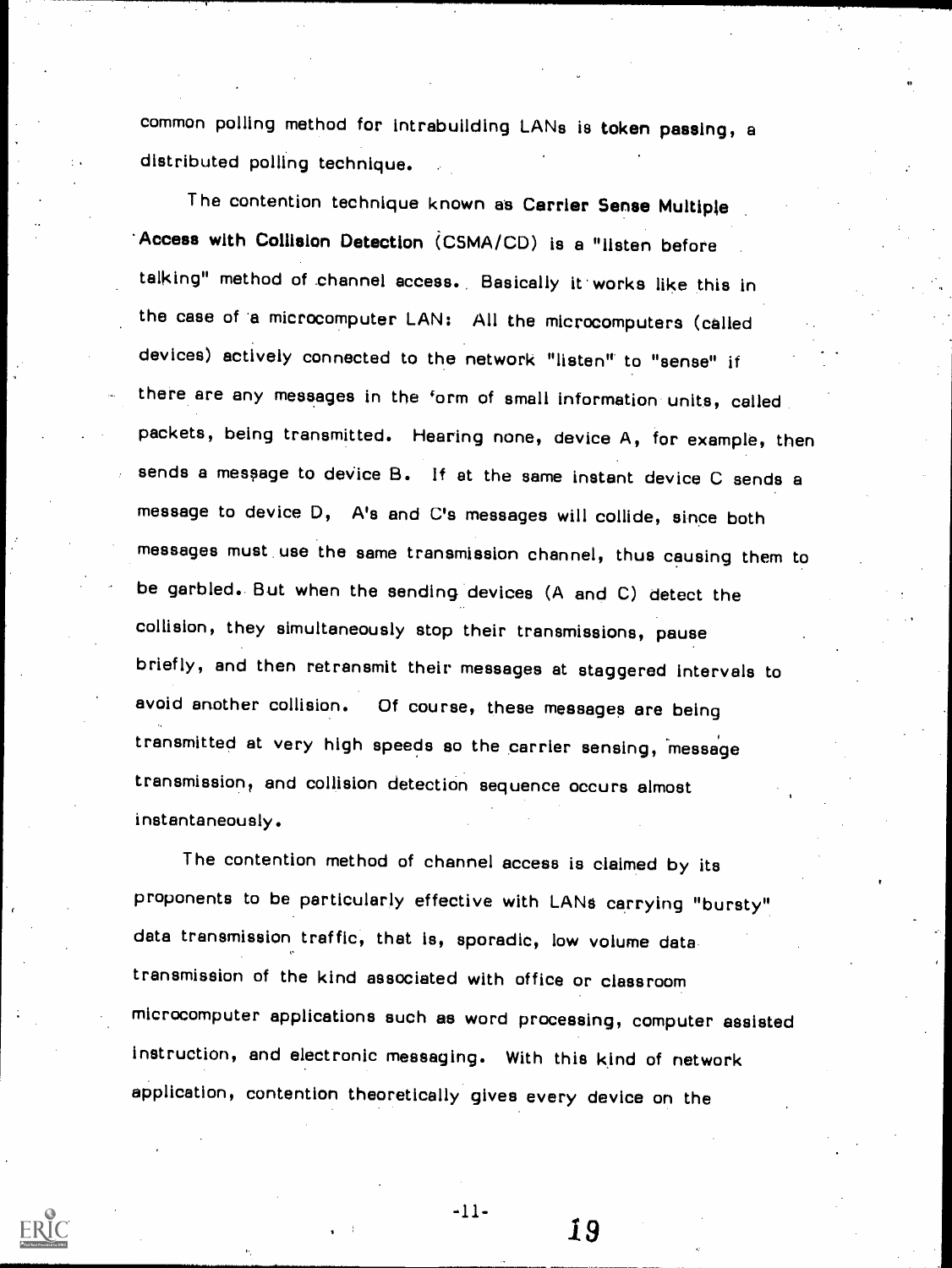common polling method for intrabuilding LANs is **token passing**, a distributed polling technique.

The contention technique known as **Carrier Sense Multiple Access with Collision Detection** (CSMA/CD) is a "listen before talking" method of channel access. Basically it works like this in the case of a microcomputer LAN: All the microcomputers (called devices) actively connected to the network "listen" to "sense" if there are any messages in the form of small information units, called packets, being transmitted. Hearing none, device A, for example, then sends a message to device B. If at the same instant device C sends a message to device D, A's and C's messages will collide, since both messages must use the same transmission channel, thus causing them to be garbled. But when the sending devices (A and C) detect the collision, they simultaneously stop their transmissions, pause briefly, and then retransmit their messages at staggered intervals to avoid another collision. Of course, these messages are being transmitted at very high speeds so the carrier sensing, message transmission, and collision detection sequence occurs almost instantaneously.

The contention method of channel access is claimed by its proponents to be particularly effective with LANs carrying "bursty" data transmission traffic, that is, sporadic, low volume data transmission of the kind associated with office or classroom microcomputer applications such as word processing, computer assisted instruction, and electronic messaging. With this kind of network application, contention theoretically gives every device on the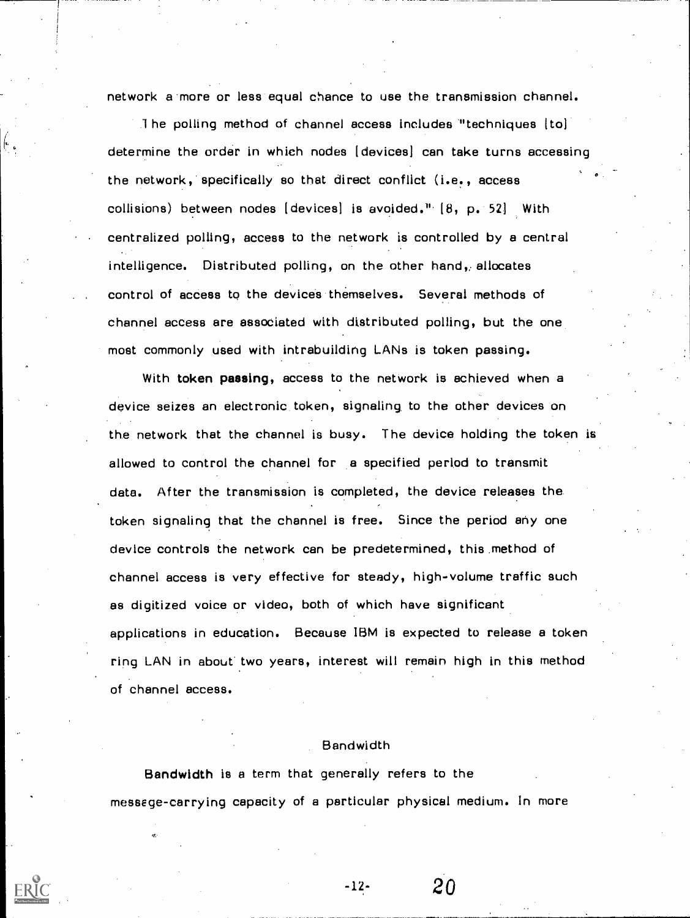network a more or less equal chance to use the transmission channel.

The polling method of channel access includes "techniques [to] determine the order in which nodes [devices] can take turns accessing the network, specifically so that direct conflict (i.e., access collisions) between nodes [devices] is avoided." [8, p. 52] With centralized polling, access to the network is controlled by a central intelligence. Distributed polling, on the other hand, allocates control of access to the devices themselves. Several methods of channel access are associated with distributed polling, but the one most commonly used with intrabuilding LANs is token passing.

With **token passing**, access to the network is achieved when a device seizes an electronic token, signaling to the other devices on the network that the channel is busy. The device holding the token is allowed to control the channel for a specified period to transmit data. After the transmission is completed, the device releases the token signaling that the channel is free. Since the period any one device controls the network can be predetermined, this method of channel access is very effective for steady, high-volume traffic such as digitized voice or video, both of which have significant applications in education. Because IBM is expected to release a token ring LAN in about two years, interest will remain high in this method of channel access.

## Bandwidth

**Bandwidth** is a term that generally refers to the message-carrying capacity of a particular physical medium. In more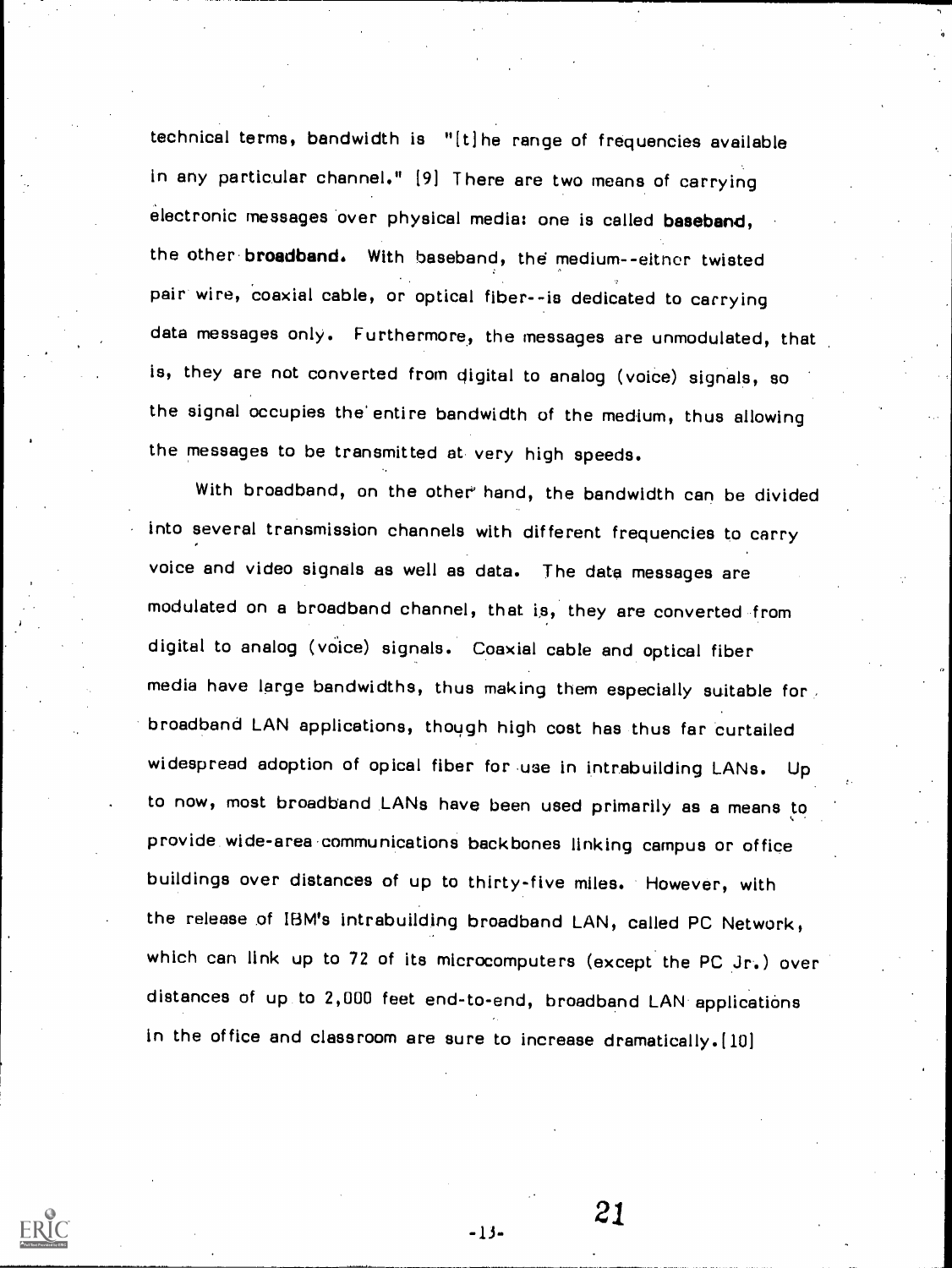technical terms, bandwidth is "[t]he range of frequencies available in any particular channel." [9] There are two means of carrying electronic messages over physical media: one is called **baseband**, the other **broadband**. With baseband, the medium--eitner twisted pair wire, coaxial cable, or optical fiber--is dedicated to carrying data messages only. Furthermore, the messages are unmodulated, that is, they are not converted from digital to analog (voice) signals, so the signal occupies the entire bandwidth of the medium, thus allowing the messages to be transmitted at very high speeds.

With broadband, on the other hand, the bandwidth can be divided into several transmission channels with different frequencies to carry voice and video signals as well as data. The data messages are modulated on a broadband channel, that is, they are converted from digital to analog (voice) signals. Coaxial cable and optical fiber media have large bandwidths, thus making them especially suitable for broadband LAN applications, though high cost has thus far curtailed widespread adoption of opical fiber for use in intrabuilding LANs. Up to now, most broadband LANs have been used primarily as a means to provide wide-area communications backbones linking campus or office buildings over distances of up to thirty-five miles. However, with the release of IBM's intrabuilding broadband LAN, called PC Network, which can link up to 72 of its microcomputers (except the PC Jr.) over distances of up to 2,000 feet end-to-end, broadband LAN applications in the office and classroom are sure to increase dramatically.[10]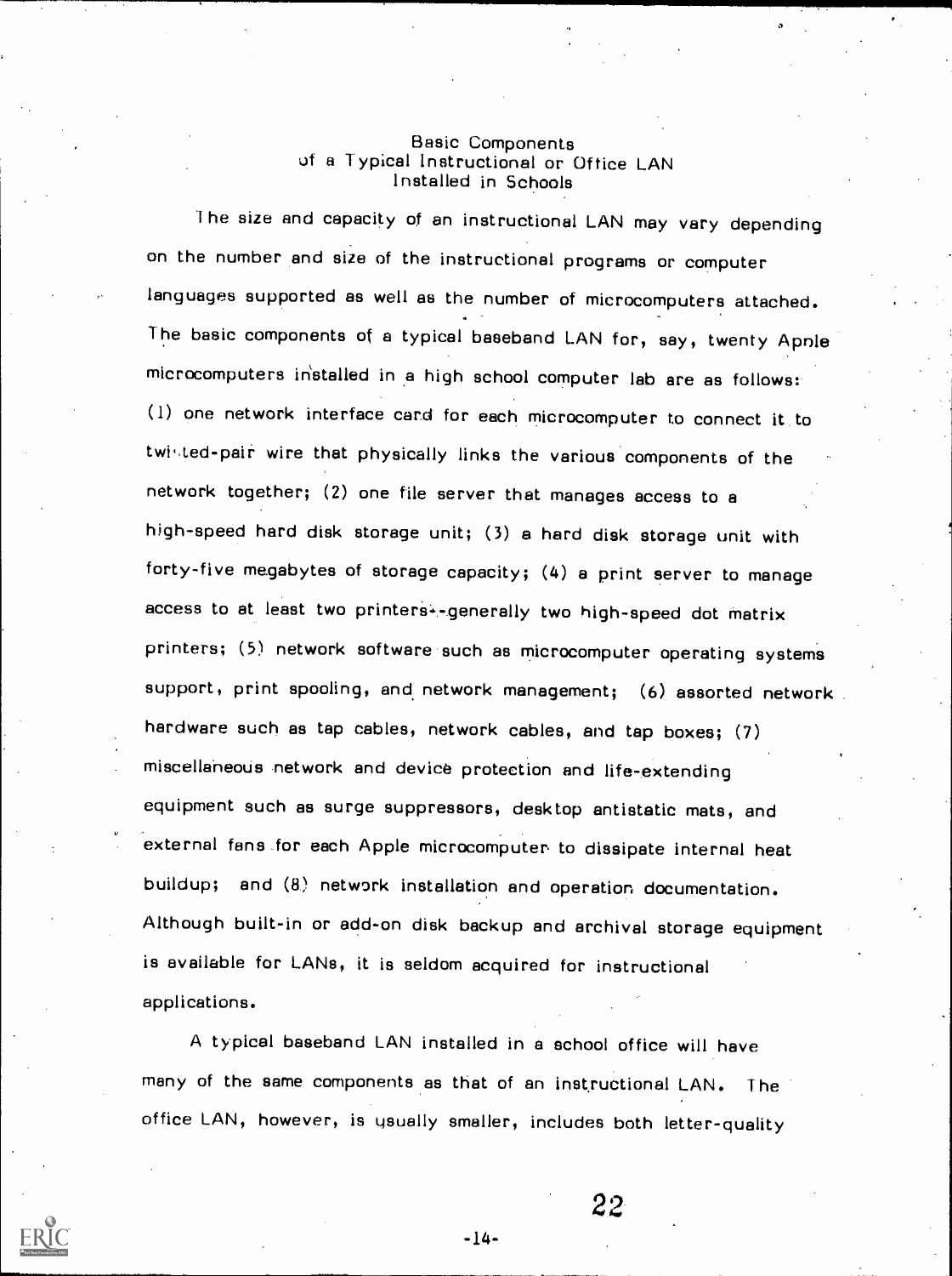## Basic Components of a Typical Instructional or Office LAN Installed in Schools

The size and capacity of an instructional LAN may vary depending on the number and size of the instructional programs or computer languages supported as well as the number of microcomputers attached. The basic components of a typical baseband LAN for, say, twenty Apple microcomputers installed in a high school computer lab are as follows: (1) one network interface card for each microcomputer to connect it to twisted-pair wire that physically links the various components of the network together; (2) one file server that manages access to a high-speed hard disk storage unit; (3) a hard disk storage unit with forty-five megabytes of storage capacity; (4) a print server to manage access to at least two printers--generally two high-speed dot matrix printers; (5) network software such as microcomputer operating systems support, print spooling, and network management; (6) assorted network hardware such as tap cables, network cables, and tap boxes; (7) miscellaneous network and device protection and life-extending equipment such as surge suppressors, desktop antistatic mats, and external fans for each Apple microcomputer to dissipate internal heat buildup; and (8) network installation and operation documentation. Although built-in or add-on disk backup and archival storage equipment is available for LANs, it is seldom acquired for instructional applications.

A typical baseband LAN installed in a school office will have many of the same components as that of an instructional LAN. The office LAN, however, is usually smaller, includes both letter-quality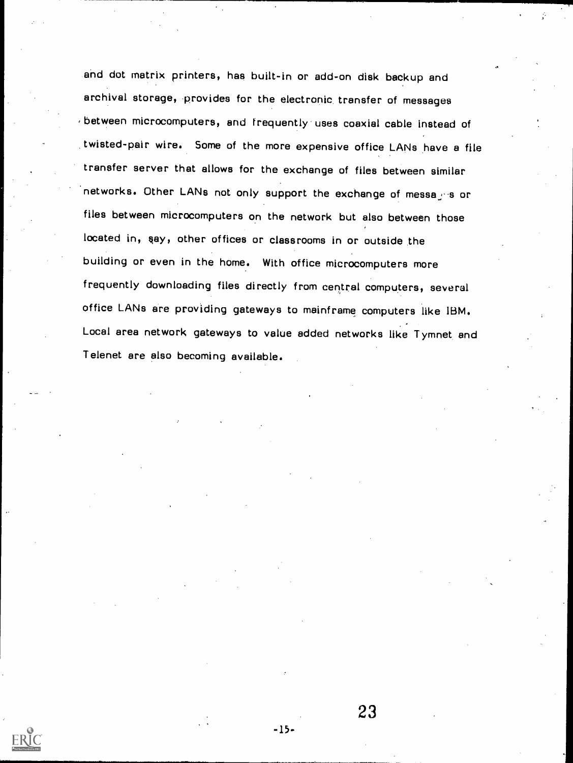and dot matrix printers, has built-in or add-on disk backup and archival storage, provides for the electronic transfer of messages between microcomputers, and frequently uses coaxial cable instead of twisted-pair wire. Some of the more expensive office LANs have a file transfer server that allows for the exchange of files between similar networks. Other LANs not only support the exchange of messages or files between microcomputers on the network but also between those located in, say, other offices or classrooms in or outside the building or even in the home. With office microcomputers more frequently downloading files directly from central computers, several office LANs are providing gateways to mainframe computers like IBM. Local area network gateways to value added networks like Tymnet and Telenet are also becoming available.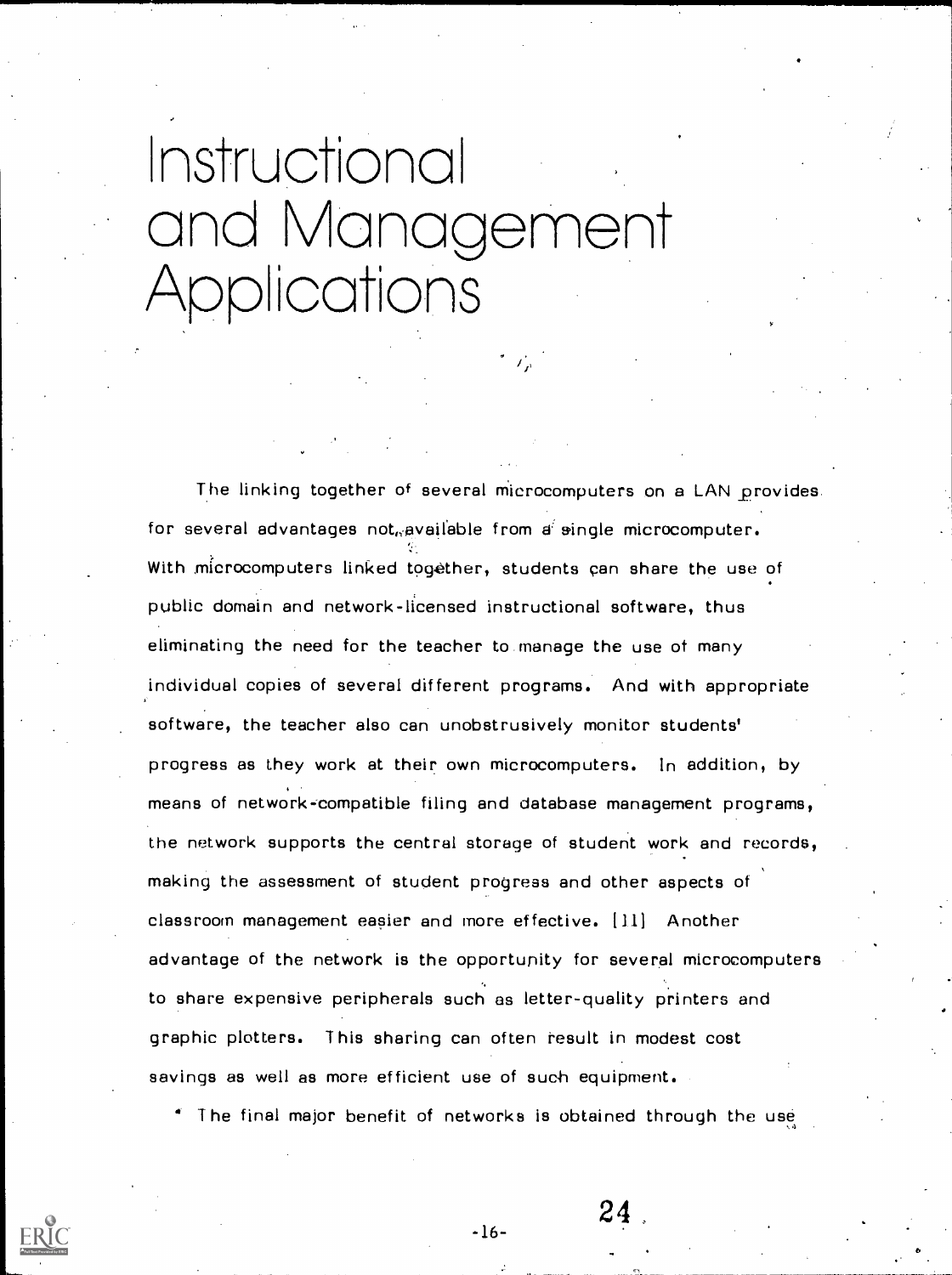# Instructional and Management Applications

The linking together of several microcomputers on a LAN provides for several advantages not available from a single microcomputer. With microcomputers linked together, students can share the use of public domain and network-licensed instructional software, thus eliminating the need for the teacher to manage the use of many individual copies of several different programs. And with appropriate software, the teacher also can unobstrusively monitor students' progress as they work at their own microcomputers. In addition, by means of network-compatible filing and database management programs, the network supports the central storage of student work and records, making the assessment of student progress and other aspects of classroom management easier and more effective. [11] Another advantage of the network is the opportunity for several microcomputers to share expensive peripherals such as letter-quality printers and graphic plotters. This sharing can often result in modest cost savings as well as more efficient use of such equipment.

The final major benefit of networks is obtained through the use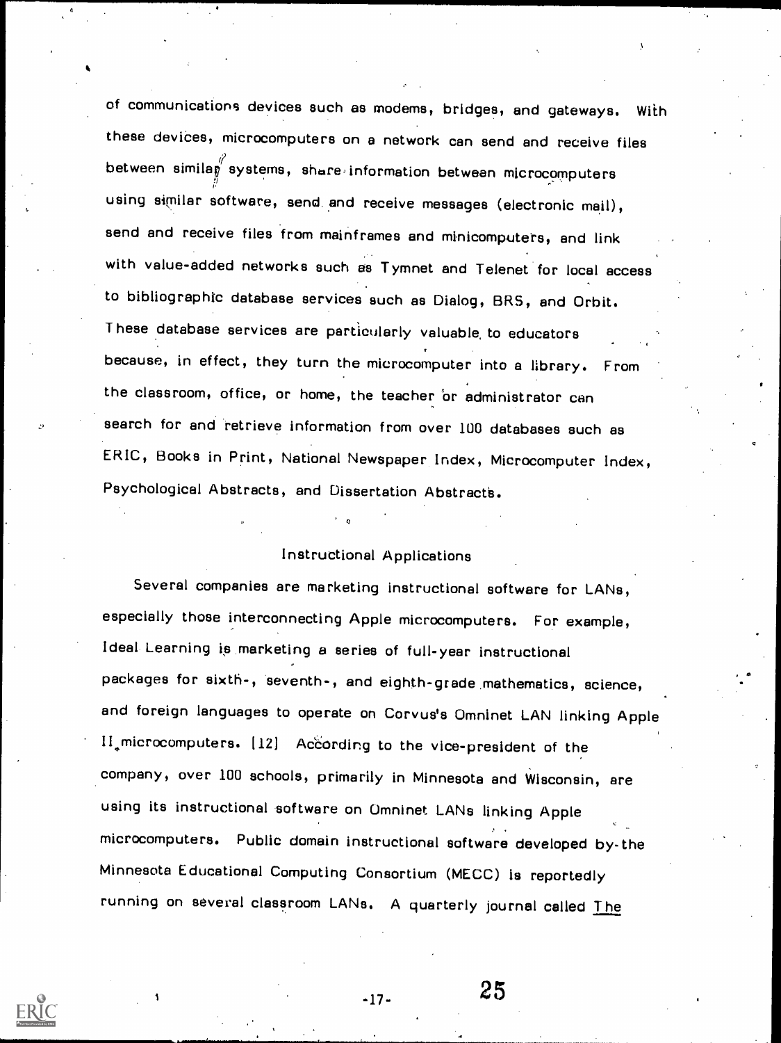of communications devices such as modems, bridges, and gateways. With these devices, microcomputers on a network can send and receive files between similar systems, share information between microcomputers using similar software, send and receive messages (electronic mail), send and receive files from mainframes and minicomputers, and link with value-added networks such as Tymnet and Telenet for local access to bibliographic database services such as Dialog, BRS, and Orbit. These database services are particularly valuable to educators because, in effect, they turn the microcomputer into a library. From the classroom, office, or home, the teacher or administrator can search for and retrieve information from over 100 databases such as ERIC, Books in Print, National Newspaper Index, Microcomputer Index, Psychological Abstracts, and Dissertation Abstracts.

## Instructional Applications

Several companies are marketing instructional software for LANs, especially those interconnecting Apple microcomputers. For example, Ideal Learning is marketing a series of full-year instructional packages for sixth-, seventh-, and eighth-grade mathematics, science, and foreign languages to operate on Corvus's Omninet LAN linking Apple II microcomputers. [12] According to the vice-president of the company, over 100 schools, primarily in Minnesota and Wisconsin, are using its instructional software on Omninet LANs linking Apple microcomputers. Public domain instructional software developed by the Minnesota Educational Computing Consortium (MECC) is reportedly running on several classroom LANs. A quarterly journal called The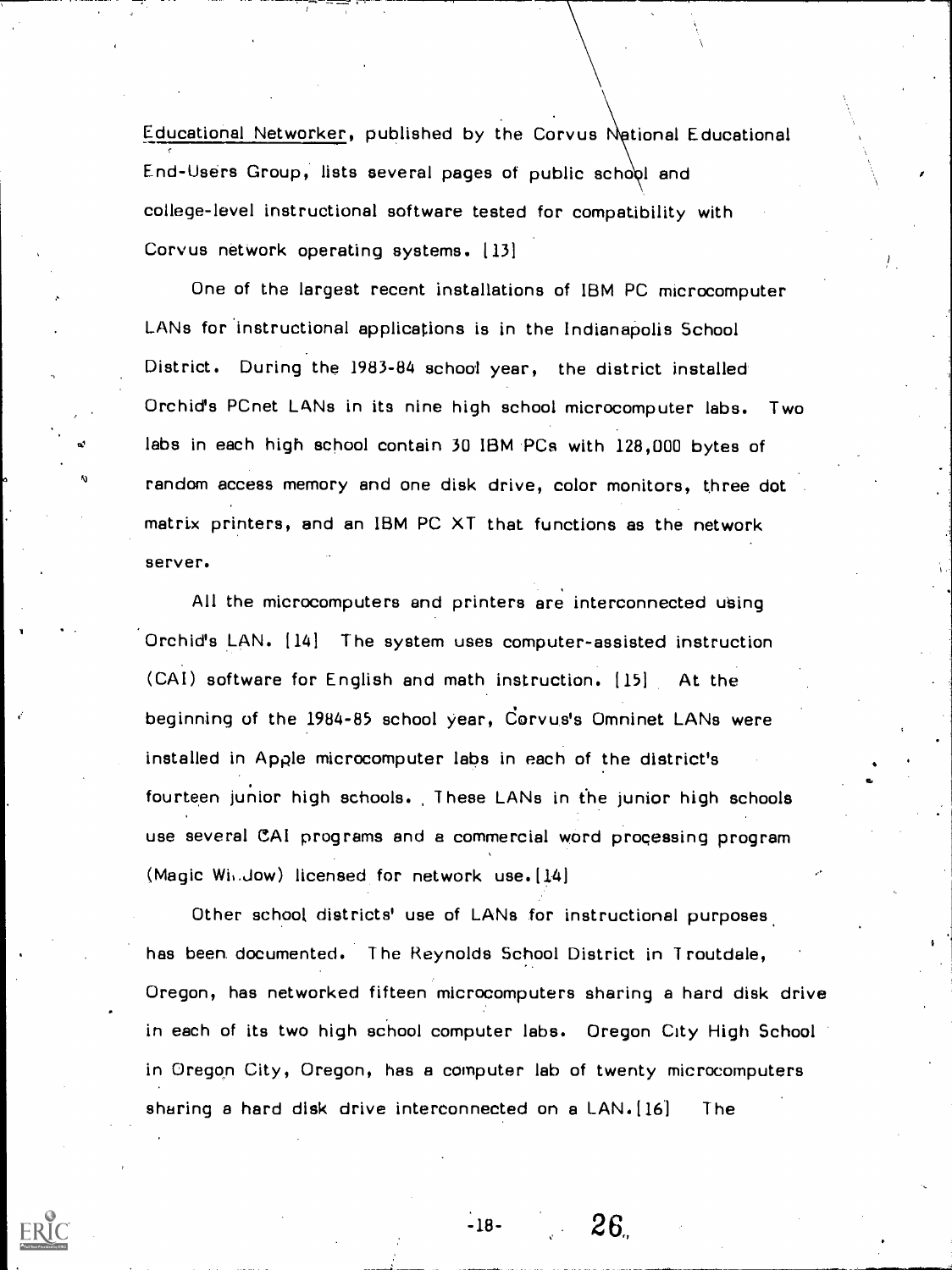*Educational Networker*, published by the Corvus National Educational End-Users Group, lists several pages of public school and college-level instructional software tested for compatibility with Corvus network operating systems. [13]

One of the largest recent installations of IBM PC microcomputer LANs for instructional applications is in the Indianapolis School District. During the 1983-84 school year, the district installed Orchid's PCnet LANs in its nine high school microcomputer labs. Two labs in each high school contain 30 IBM PCs with 128,000 bytes of random access memory and one disk drive, color monitors, three dot matrix printers, and an IBM PC XT that functions as the network server.

All the microcomputers and printers are interconnected using Orchid's LAN. [14] The system uses computer-assisted instruction (CAI) software for English and math instruction. [15] At the beginning of the 1984-85 school year, Corvus's Omninet LANs were installed in Apple microcomputer labs in each of the district's fourteen junior high schools. These LANs in the junior high schools use several CAI programs and a commercial word processing program (Magic Window) licensed for network use. [14]

Other school districts' use of LANs for instructional purposes has been documented. The Reynolds School District in Troutdale, Oregon, has networked fifteen microcomputers sharing a hard disk drive in each of its two high school computer labs. Oregon City High School in Oregon City, Oregon, has a computer lab of twenty microcomputers sharing a hard disk drive interconnected on a LAN. [16] The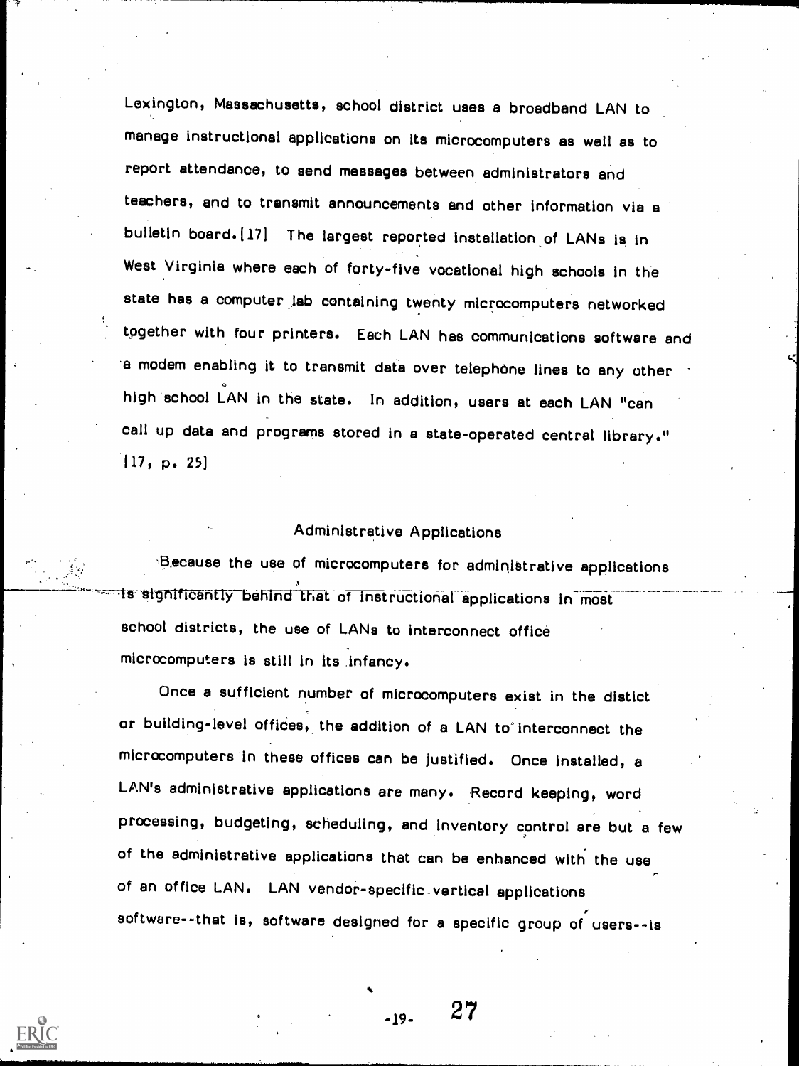Lexington, Massachusetts, school district uses a broadband LAN to manage instructional applications on its microcomputers as well as to report attendance, to send messages between administrators and teachers, and to transmit announcements and other information via a bulletin board.[17] The largest reported installation of LANs is in West Virginia where each of forty-five vocational high schools in the state has a computer lab containing twenty microcomputers networked together with four printers. Each LAN has communications software and a modem enabling it to transmit data over telephone lines to any other high school LAN in the state. In addition, users at each LAN "can call up data and programs stored in a state-operated central library." [17, p. 25]

## Administrative Applications

Because the use of microcomputers for administrative applications is significantly behind that of instructional applications in most school districts, the use of LANs to interconnect office microcomputers is still in its infancy.

Once a sufficient number of microcomputers exist in the distict or building-level offices, the addition of a LAN to interconnect the microcomputers in these offices can be justified. Once installed, a LAN's administrative applications are many. Record keeping, word processing, budgeting, scheduling, and inventory control are but a few of the administrative applications that can be enhanced with the use of an office LAN. LAN vendor-specific vertical applications software--that is, software designed for a specific group of users--is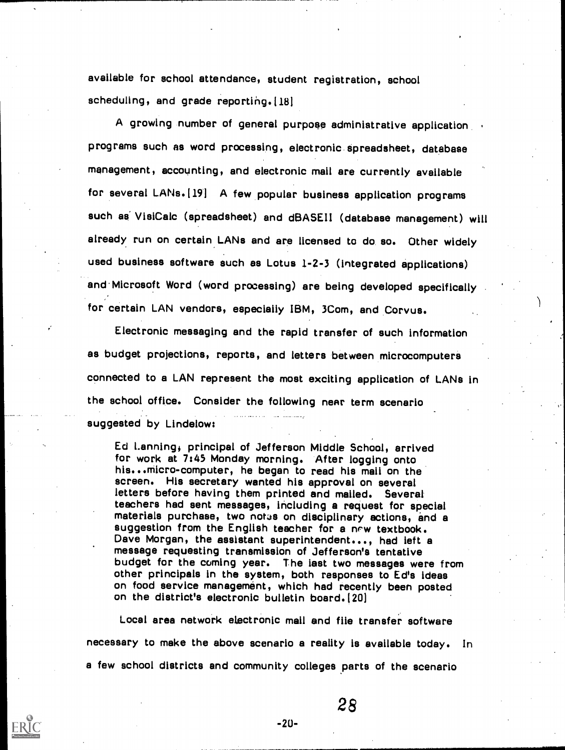available for school attendance, student registration, school scheduling, and grade reporting.[18]

A growing number of general purpose administrative application programs such as word processing, electronic spreadsheet, database management, accounting, and electronic mail are currently available for several LANs.[19] A few popular business application programs such as VisiCalc (spreadsheet) and dBASEII (database management) will already run on certain LANs and are licensed to do so. Other widely used business software such as Lotus 1-2-3 (integrated applications) and Microsoft Word (word processing) are being developed specifically for certain LAN vendors, especially IBM, 3Com, and Corvus.

Electronic messaging and the rapid transfer of such information as budget projections, reports, and letters between microcomputers connected to a LAN represent the most exciting application of LANs in the school office. Consider the following near term scenario suggested by Lindelow:

> Ed Lanning, principal of Jefferson Middle School, arrived for work at 7:45 Monday morning. After logging onto his...micro-computer, he began to read his mail on the screen. His secretary wanted his approval on several letters before having them printed and mailed. Several teachers had sent messages, including a request for special materials purchase, two notes on disciplinary actions, and a suggestion from the English teacher for a new textbook. Dave Morgan, the assistant superintendent..., had left a message requesting transmission of Jefferson's tentative budget for the coming year. The last two messages were from other principals in the system, both responses to Ed's ideas on food service management, which had recently been posted on the district's electronic bulletin board.[20]

Local area network electronic mail and file transfer software necessary to make the above scenario a reality is available today. In a few school districts and community colleges parts of the scenario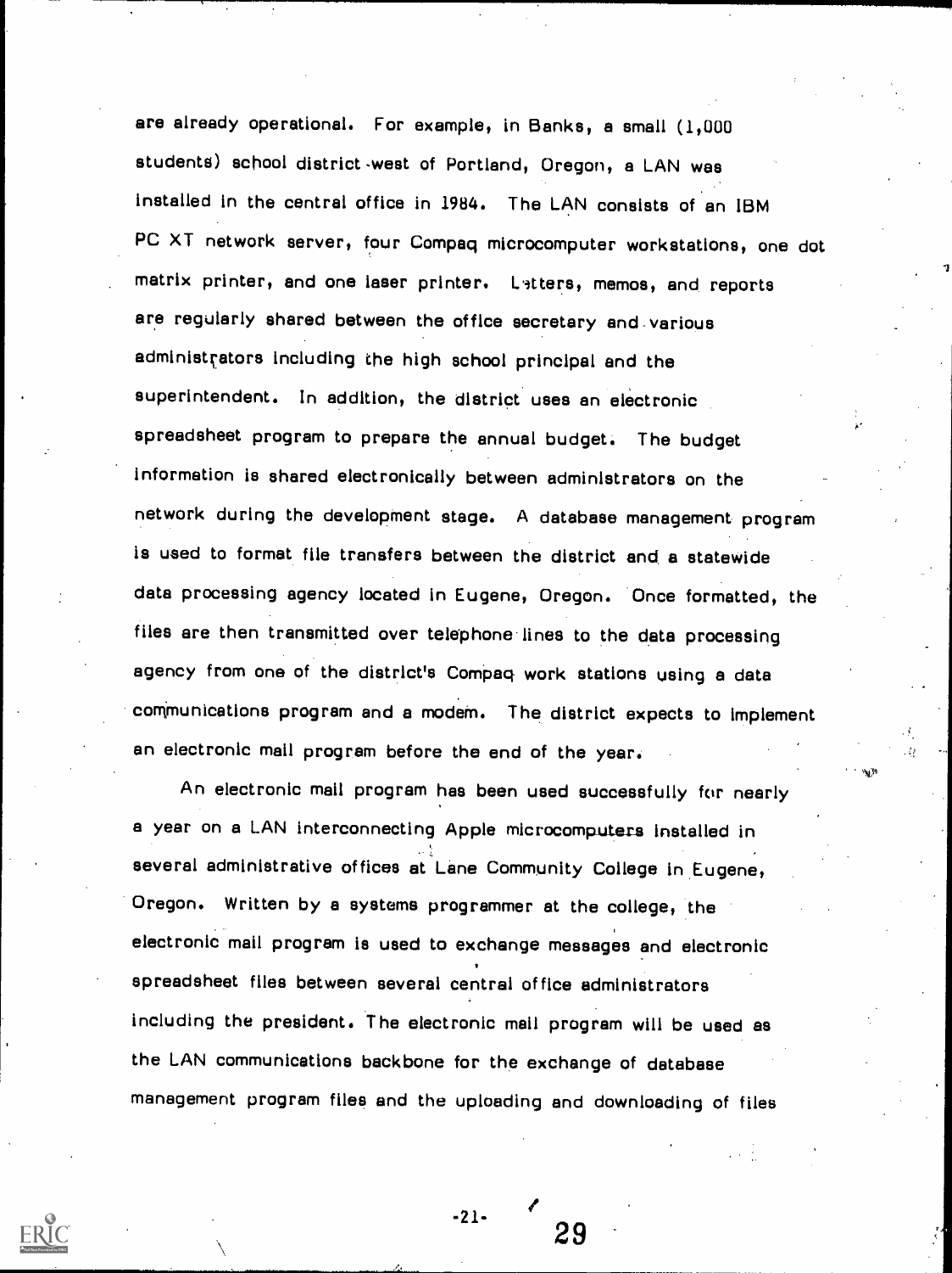are already operational. For example, in Banks, a small (1,000 students) school district west of Portland, Oregon, a LAN was installed in the central office in 1984. The LAN consists of an IBM PC XT network server, four Compaq microcomputer workstations, one dot matrix printer, and one laser printer. Letters, memos, and reports are regularly shared between the office secretary and various administrators including the high school principal and the superintendent. In addition, the district uses an electronic spreadsheet program to prepare the annual budget. The budget information is shared electronically between administrators on the network during the development stage. A database management program is used to format file transfers between the district and a statewide data processing agency located in Eugene, Oregon. Once formatted, the files are then transmitted over telephone lines to the data processing agency from one of the district's Compaq work stations using a data communications program and a modem. The district expects to implement an electronic mail program before the end of the year.

An electronic mail program has been used successfully for nearly a year on a LAN interconnecting Apple microcomputers installed in several administrative offices at Lane Community College in Eugene, Oregon. Written by a systems programmer at the college, the electronic mail program is used to exchange messages and electronic spreadsheet files between several central office administrators including the president. The electronic mail program will be used as the LAN communications backbone for the exchange of database management program files and the uploading and downloading of files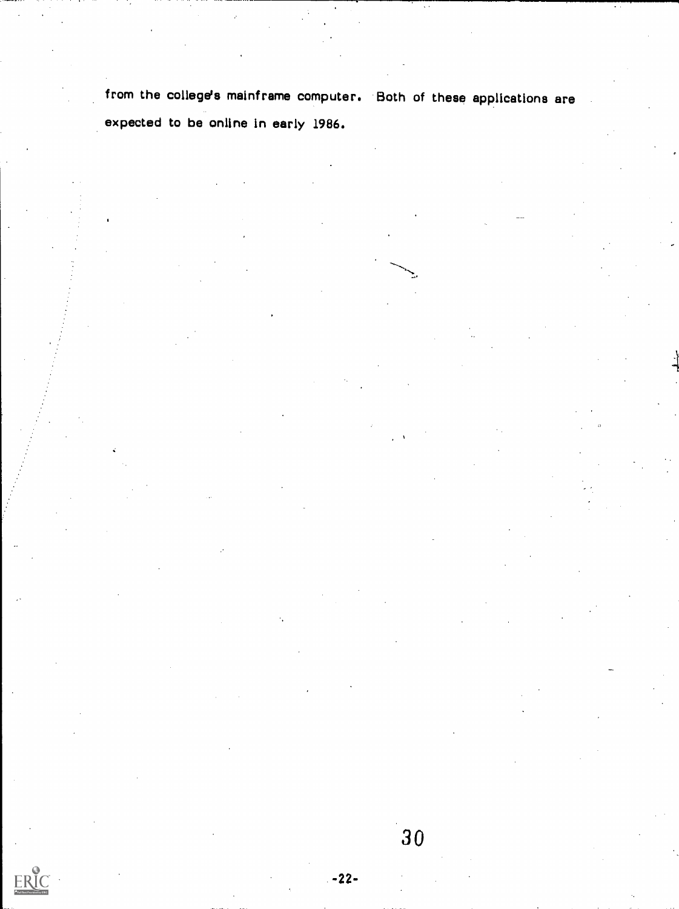from the college's mainframe computer. Both of these applications are expected to be online in early 1986.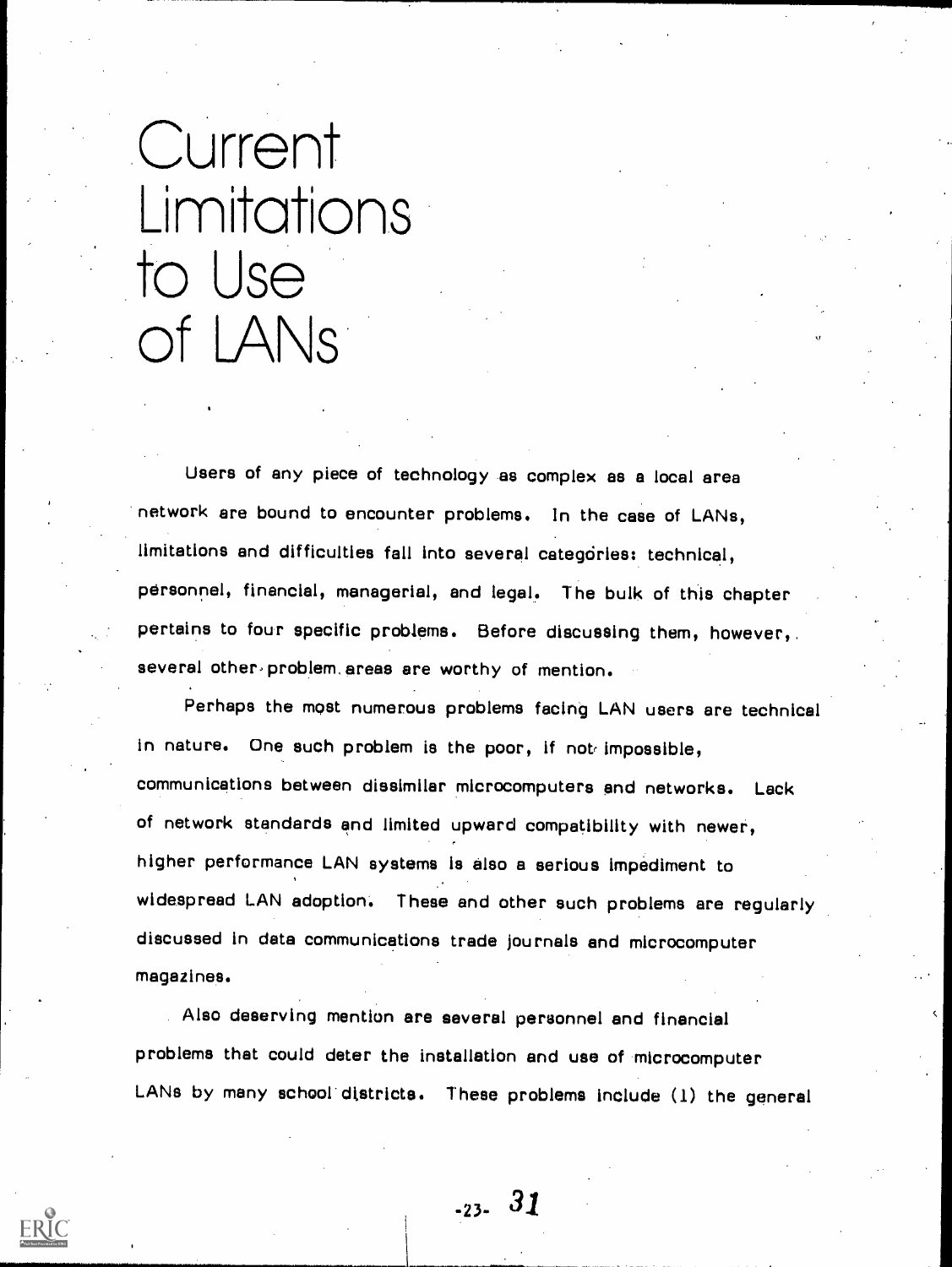# Current Limitations to Use of LANs

Users of any piece of technology as complex as a local area network are bound to encounter problems. In the case of LANs, limitations and difficulties fall into several categories: technical, personnel, financial, managerial, and legal. The bulk of this chapter pertains to four specific problems. Before discussing them, however, several other problem areas are worthy of mention.

Perhaps the most numerous problems facing LAN users are technical in nature. One such problem is the poor, if not impossible, communications between dissimilar microcomputers and networks. Lack of network standards and limited upward compatibility with newer, higher performance LAN systems is also a serious impediment to widespread LAN adoption. These and other such problems are regularly discussed in data communications trade journals and microcomputer magazines.

Also deserving mention are several personnel and financial problems that could deter the installation and use of microcomputer LANs by many school districts. These problems include (1) the general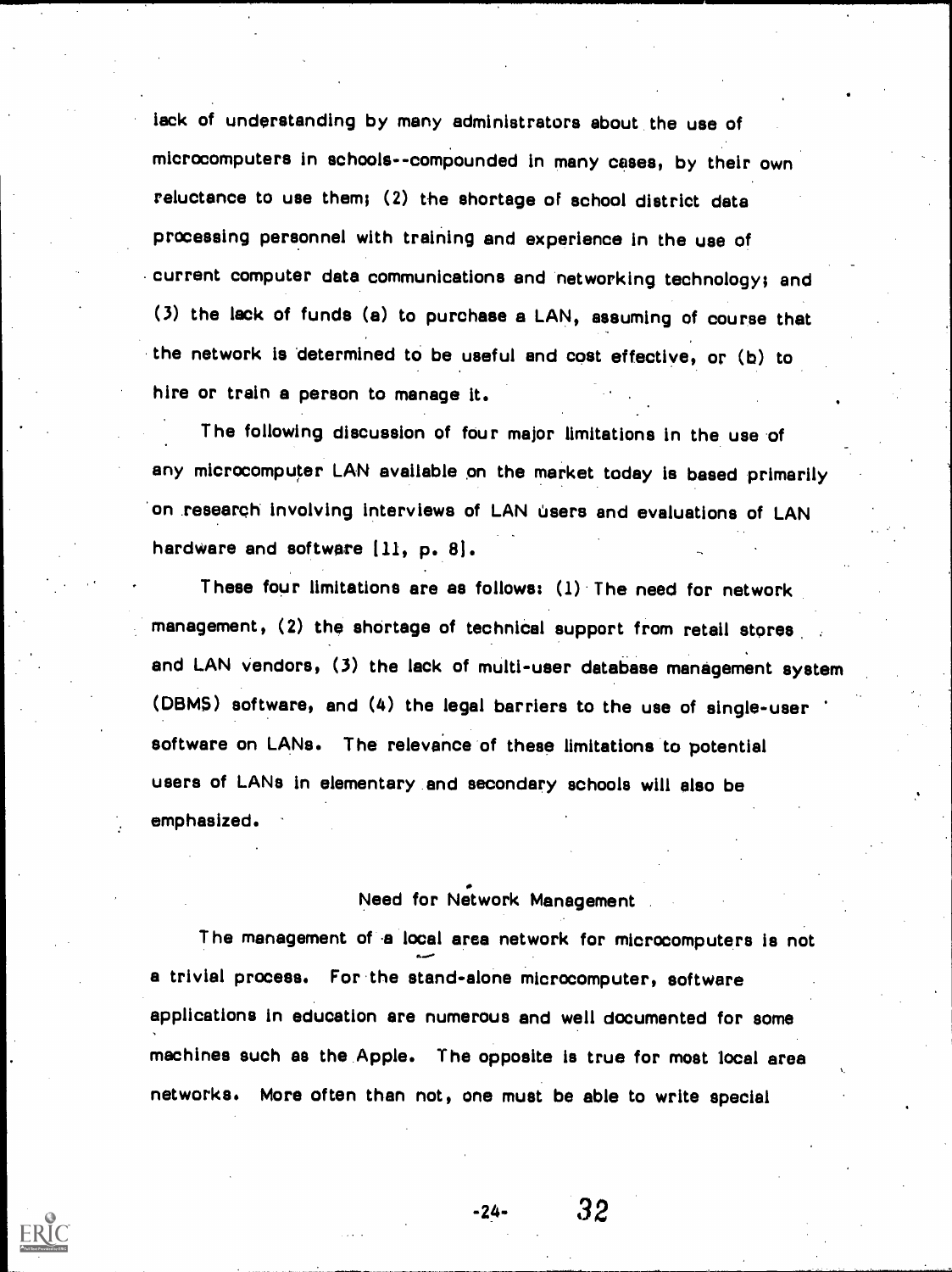lack of understanding by many administrators about the use of microcomputers in schools--compounded in many cases, by their own reluctance to use them; (2) the shortage of school district data processing personnel with training and experience in the use of current computer data communications and networking technology; and (3) the lack of funds (a) to purchase a LAN, assuming of course that the network is determined to be useful and cost effective, or (b) to hire or train a person to manage it.

The following discussion of four major limitations in the use of any microcomputer LAN available on the market today is based primarily on research involving interviews of LAN users and evaluations of LAN hardware and software [11, p. 8].

These four limitations are as follows: (1) The need for network management, (2) the shortage of technical support from retail stores and LAN vendors, (3) the lack of multi-user database management system (DBMS) software, and (4) the legal barriers to the use of single-user software on LANs. The relevance of these limitations to potential users of LANs in elementary and secondary schools will also be emphasized.

## Need for Network Management

The management of a local area network for microcomputers is not a trivial process. For the stand-alone microcomputer, software applications in education are numerous and well documented for some machines such as the Apple. The opposite is true for most local area networks. More often than not, one must be able to write special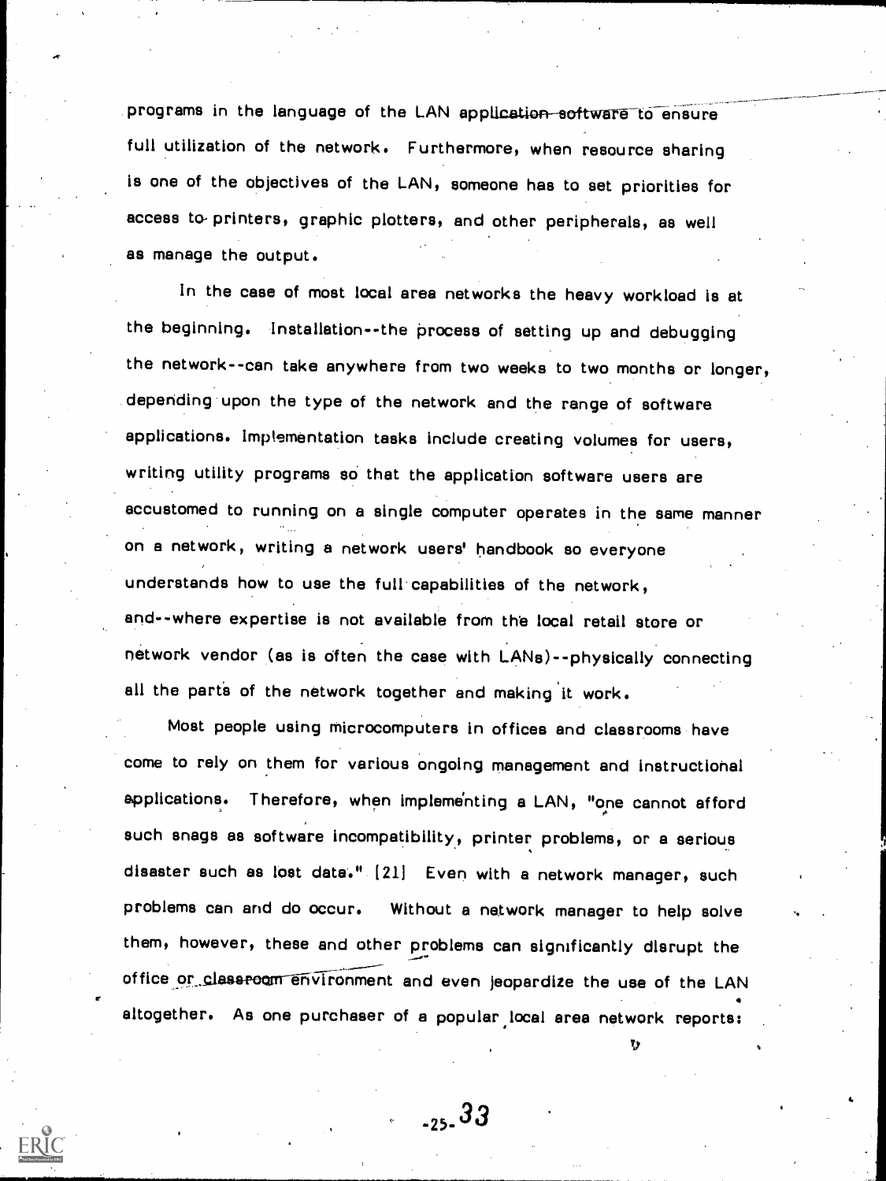programs in the language of the LAN application software to ensure full utilization of the network. Furthermore, when resource sharing is one of the objectives of the LAN, someone has to set priorities for access to printers, graphic plotters, and other peripherals, as well as manage the output.

In the case of most local area networks the heavy workload is at the beginning. Installation--the process of setting up and debugging the network--can take anywhere from two weeks to two months or longer, depending upon the type of the network and the range of software applications. Implementation tasks include creating volumes for users, writing utility programs so that the application software users are accustomed to running on a single computer operates in the same manner on a network, writing a network users' handbook so everyone understands how to use the full capabilities of the network, and--where expertise is not available from the local retail store or network vendor (as is often the case with LANs)--physically connecting all the parts of the network together and making it work.

Most people using microcomputers in offices and classrooms have come to rely on them for various ongoing management and instructional applications. Therefore, when implementing a LAN, "one cannot afford such snags as software incompatibility, printer problems, or a serious disaster such as lost data." [21] Even with a network manager, such problems can and do occur. Without a network manager to help solve them, however, these and other problems can significantly disrupt the office or classroom environment and even jeopardize the use of the LAN altogether. As one purchaser of a popular local area network reports: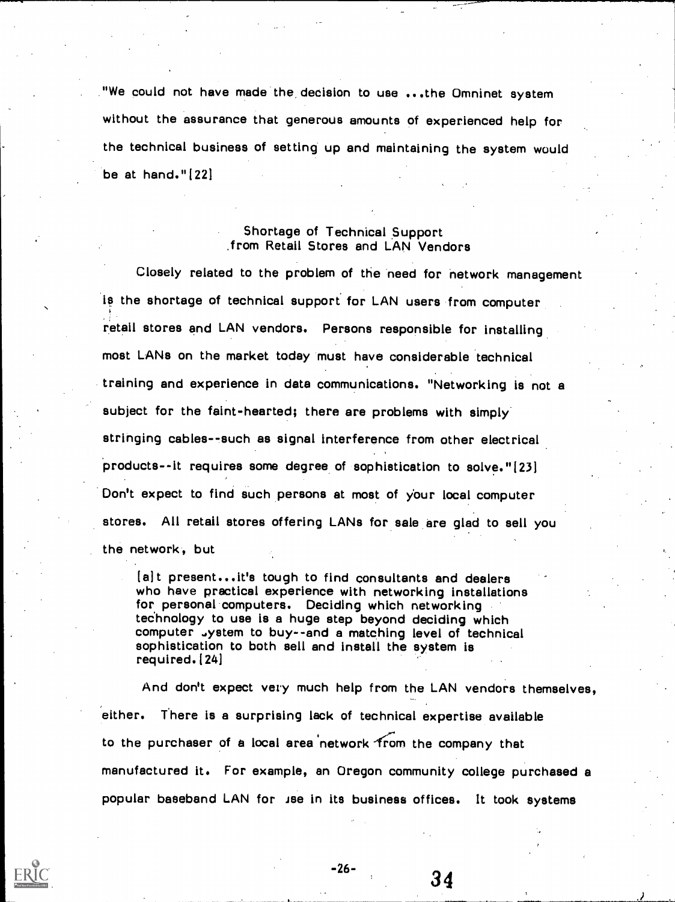"We could not have made the decision to use ...the Omninet system without the assurance that generous amounts of experienced help for the technical business of setting up and maintaining the system would be at hand."[22]

### Shortage of Technical Support from Retail Stores and LAN Vendors

Closely related to the problem of the need for network management is the shortage of technical support for LAN users from computer retail stores and LAN vendors. Persons responsible for installing most LANs on the market today must have considerable technical training and experience in data communications. "Networking is not a subject for the faint-hearted; there are problems with simply stringing cables--such as signal interference from other electrical products--it requires some degree of sophistication to solve."[23] Don't expect to find such persons at most of your local computer stores. All retail stores offering LANs for sale are glad to sell you the network, but

> [a]t present...it's tough to find consultants and dealers who have practical experience with networking installations for personal computers. Deciding which networking technology to use is a huge step beyond deciding which computer system to buy--and a matching level of technical sophistication to both sell and install the system is required.[24]

And don't expect very much help from the LAN vendors themselves, either. There is a surprising lack of technical expertise available to the purchaser of a local area network from the company that manufactured it. For example, an Oregon community college purchased a popular baseband LAN for use in its business offices. It took systems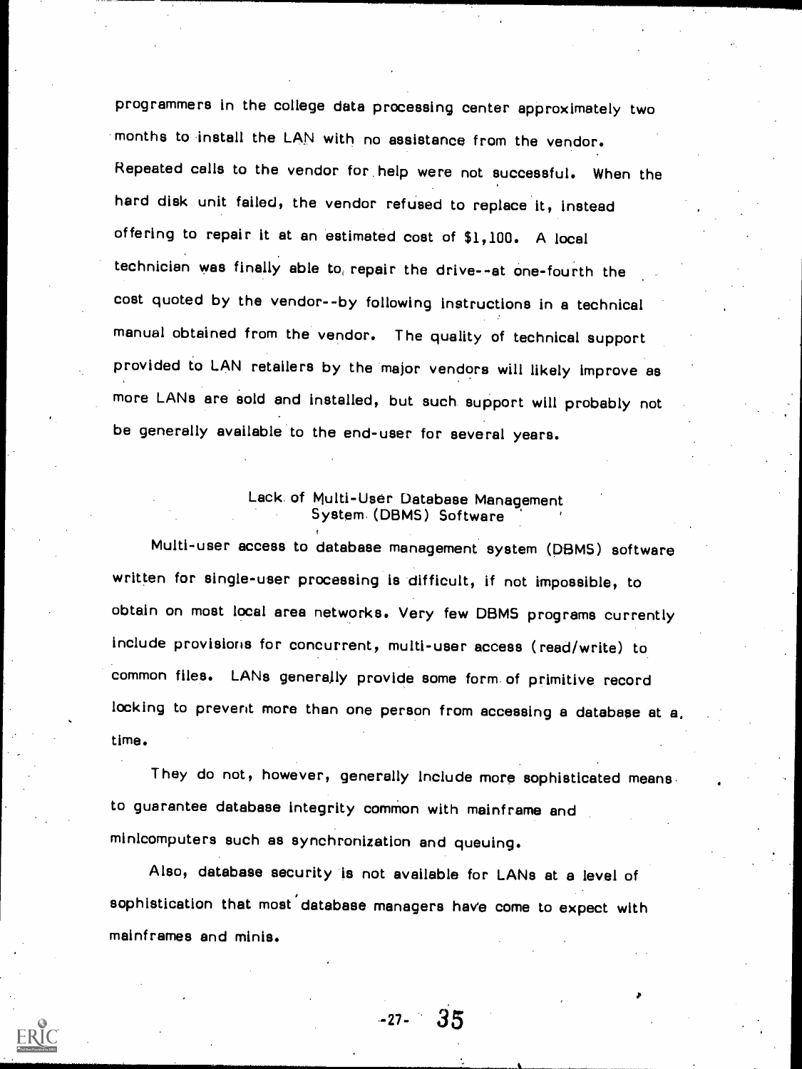programmers in the college data processing center approximately two months to install the LAN with no assistance from the vendor. Repeated calls to the vendor for help were not successful. When the hard disk unit failed, the vendor refused to replace it, instead offering to repair it at an estimated cost of $1,100. A local technician was finally able to repair the drive--at one-fourth the cost quoted by the vendor--by following instructions in a technical manual obtained from the vendor. The quality of technical support provided to LAN retailers by the major vendors will likely improve as more LANs are sold and installed, but such support will probably not be generally available to the end-user for several years.

## Lack of Multi-User Database Management System (DBMS) Software

Multi-user access to database management system (DBMS) software written for single-user processing is difficult, if not impossible, to obtain on most local area networks. Very few DBMS programs currently include provisions for concurrent, multi-user access (read/write) to common files. LANs generally provide some form of primitive record locking to prevent more than one person from accessing a database at a time.

They do not, however, generally include more sophisticated means to guarantee database integrity common with mainframe and minicomputers such as synchronization and queuing.

Also, database security is not available for LANs at a level of sophistication that most database managers have come to expect with mainframes and minis.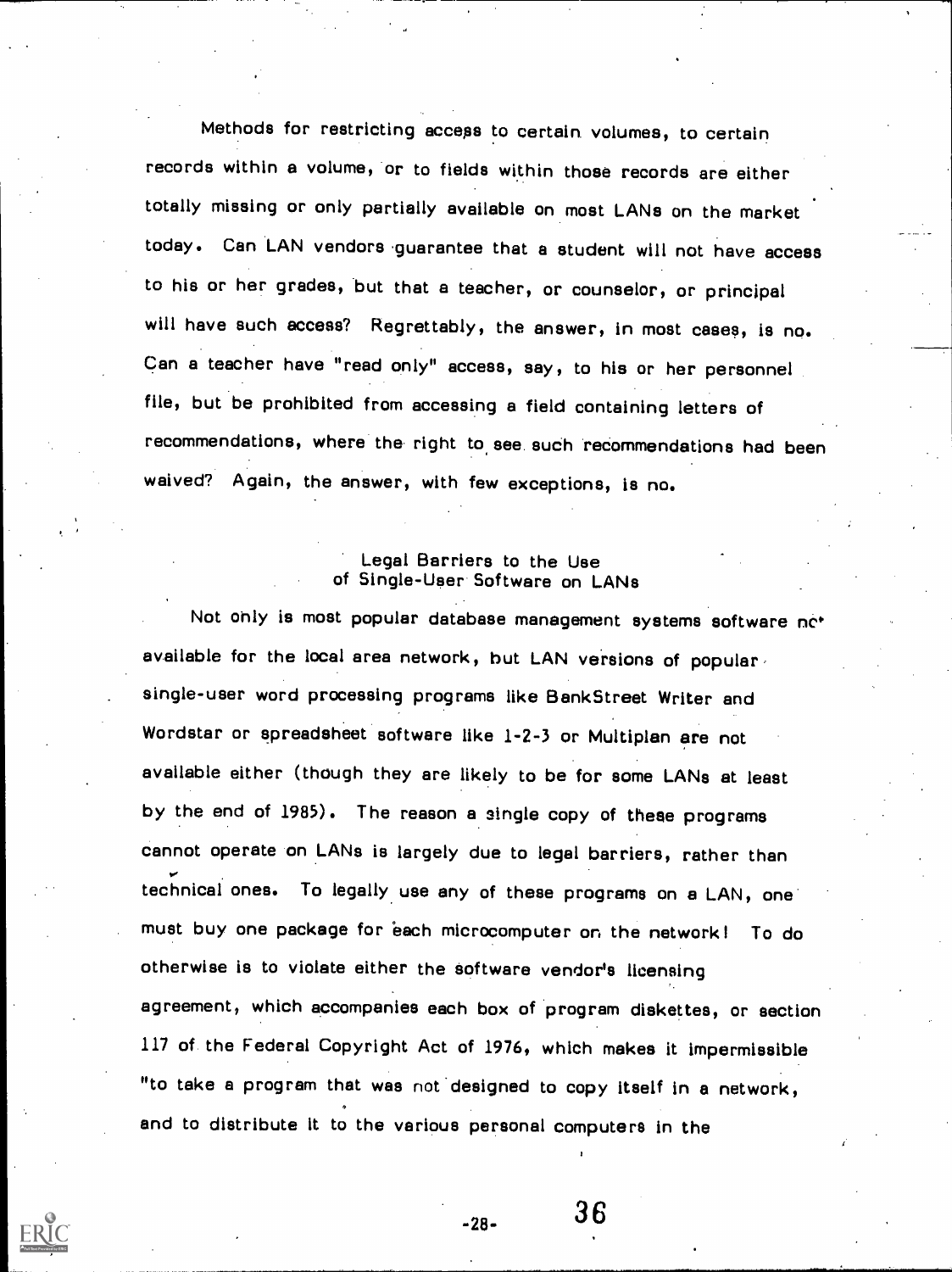Methods for restricting access to certain volumes, to certain records within a volume, or to fields within those records are either totally missing or only partially available on most LANs on the market today. Can LAN vendors guarantee that a student will not have access to his or her grades, but that a teacher, or counselor, or principal will have such access? Regrettably, the answer, in most cases, is no. Can a teacher have "read only" access, say, to his or her personnel file, but be prohibited from accessing a field containing letters of recommendations, where the right to see such recommendations had been waived? Again, the answer, with few exceptions, is no.

## Legal Barriers to the Use of Single-User Software on LANs

Not only is most popular database management systems software not available for the local area network, but LAN versions of popular single-user word processing programs like BankStreet Writer and Wordstar or spreadsheet software like 1-2-3 or Multiplan are not available either (though they are likely to be for some LANs at least by the end of 1985). The reason a single copy of these programs cannot operate on LANs is largely due to legal barriers, rather than technical ones. To legally use any of these programs on a LAN, one must buy one package for each microcomputer on the network! To do otherwise is to violate either the software vendor's licensing agreement, which accompanies each box of program diskettes, or section 117 of the Federal Copyright Act of 1976, which makes it impermissible "to take a program that was not designed to copy itself in a network, and to distribute it to the various personal computers in the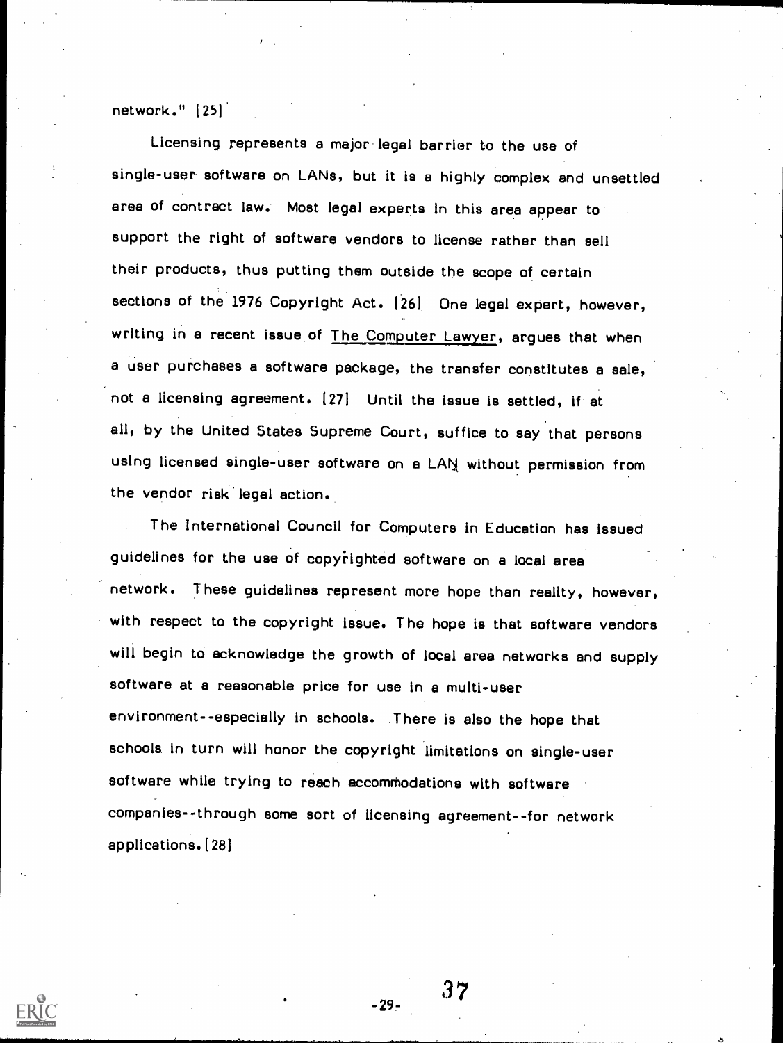network." [25]

Licensing represents a major legal barrier to the use of single-user software on LANs, but it is a highly complex and unsettled area of contract law. Most legal experts in this area appear to support the right of software vendors to license rather than sell their products, thus putting them outside the scope of certain sections of the 1976 Copyright Act. [26] One legal expert, however, writing in a recent issue of The Computer Lawyer, argues that when a user purchases a software package, the transfer constitutes a sale, not a licensing agreement. [27] Until the issue is settled, if at all, by the United States Supreme Court, suffice to say that persons using licensed single-user software on a LAN without permission from the vendor risk legal action.

The International Council for Computers in Education has issued guidelines for the use of copyrighted software on a local area network. These guidelines represent more hope than reality, however, with respect to the copyright issue. The hope is that software vendors will begin to acknowledge the growth of local area networks and supply software at a reasonable price for use in a multi-user environment--especially in schools. There is also the hope that schools in turn will honor the copyright limitations on single-user software while trying to reach accommodations with software companies--through some sort of licensing agreement--for network applications. [28]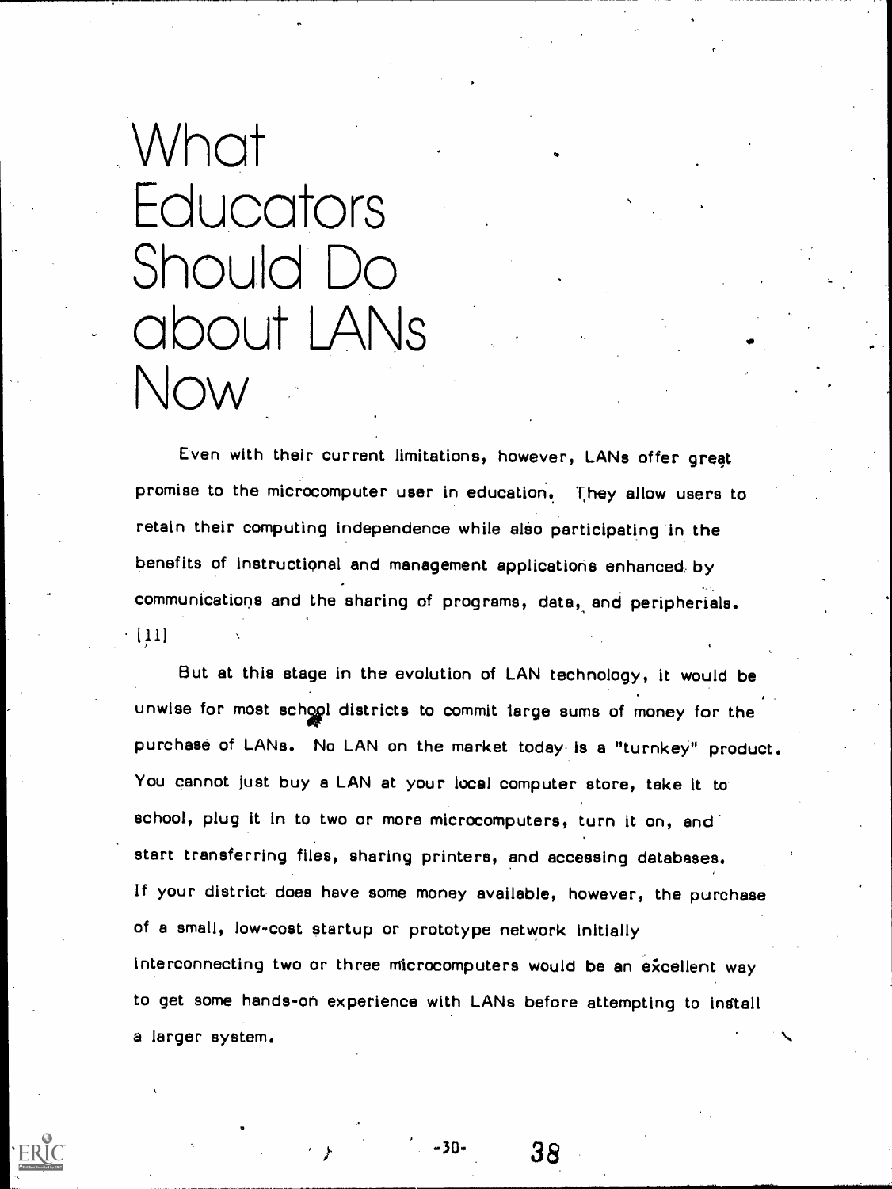# What Educators Should Do about LANs Now

Even with their current limitations, however, LANs offer great promise to the microcomputer user in education. They allow users to retain their computing independence while also participating in the benefits of instructional and management applications enhanced by communications and the sharing of programs, data, and peripherials. [11]

But at this stage in the evolution of LAN technology, it would be unwise for most school districts to commit large sums of money for the purchase of LANs. No LAN on the market today is a "turnkey" product. You cannot just buy a LAN at your local computer store, take it to school, plug it in to two or more microcomputers, turn it on, and start transferring files, sharing printers, and accessing databases. If your district does have some money available, however, the purchase of a small, low-cost startup or prototype network initially interconnecting two or three microcomputers would be an excellent way to get some hands-on experience with LANs before attempting to install a larger system.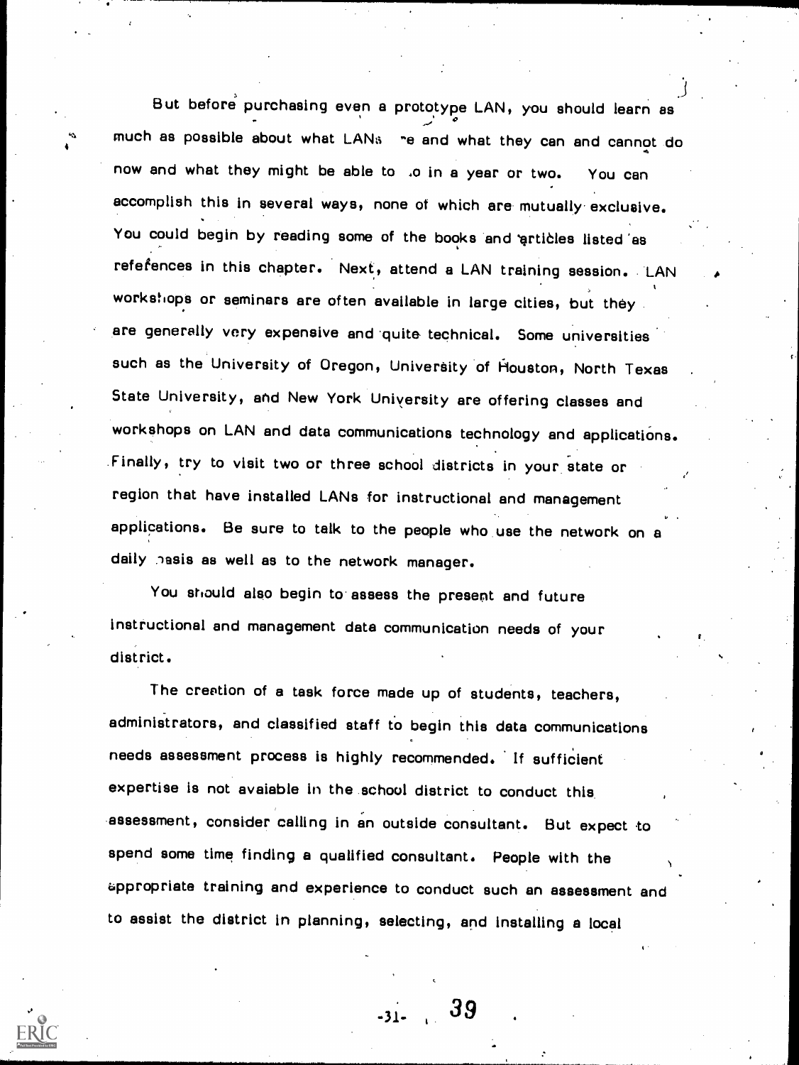But before purchasing even a prototype LAN, you should learn as much as possible about what LANs are and what they can and cannot do now and what they might be able to do in a year or two. You can accomplish this in several ways, none of which are mutually exclusive. You could begin by reading some of the books and articles listed as references in this chapter. Next, attend a LAN training session. LAN workshops or seminars are often available in large cities, but they are generally very expensive and quite technical. Some universities such as the University of Oregon, University of Houston, North Texas State University, and New York University are offering classes and workshops on LAN and data communications technology and applications. Finally, try to visit two or three school districts in your state or region that have installed LANs for instructional and management applications. Be sure to talk to the people who use the network on a daily basis as well as to the network manager.

You should also begin to assess the present and future instructional and management data communication needs of your district.

The creation of a task force made up of students, teachers, administrators, and classified staff to begin this data communications needs assessment process is highly recommended. If sufficient expertise is not avaiable in the school district to conduct this assessment, consider calling in an outside consultant. But expect to spend some time finding a qualified consultant. People with the appropriate training and experience to conduct such an assessment and to assist the district in planning, selecting, and installing a local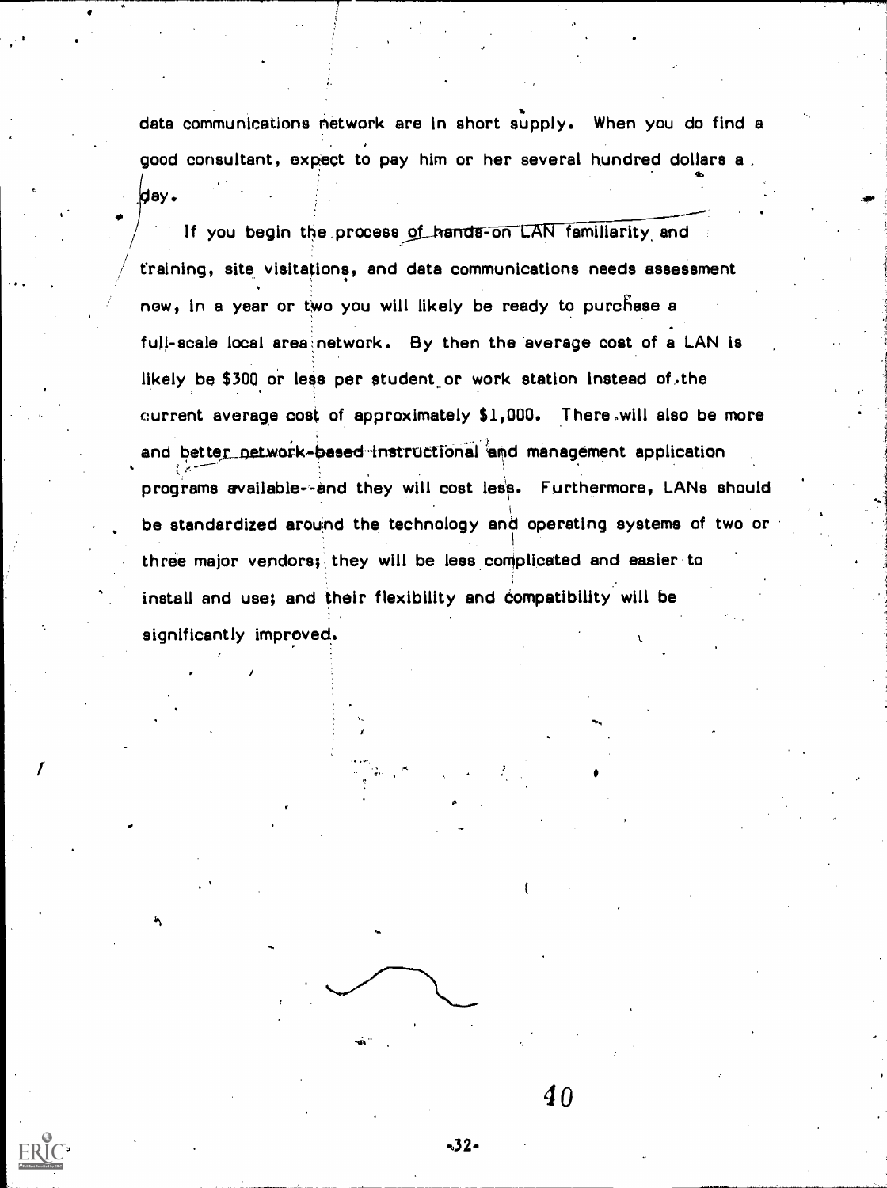data communications network are in short supply. When you do find a good consultant, expect to pay him or her several hundred dollars a day.

If you begin the process of hands-on LAN familiarity and training, site visitations, and data communications needs assessment now, in a year or two you will likely be ready to purchase a full-scale local area network. By then the average cost of a LAN is likely be $300 or less per student or work station instead of the current average cost of approximately $1,000. There will also be more and better network-based instructional and management application programs available--and they will cost less. Furthermore, LANs should be standardized around the technology and operating systems of two or three major vendors; they will be less complicated and easier to install and use; and their flexibility and compatibility will be significantly improved.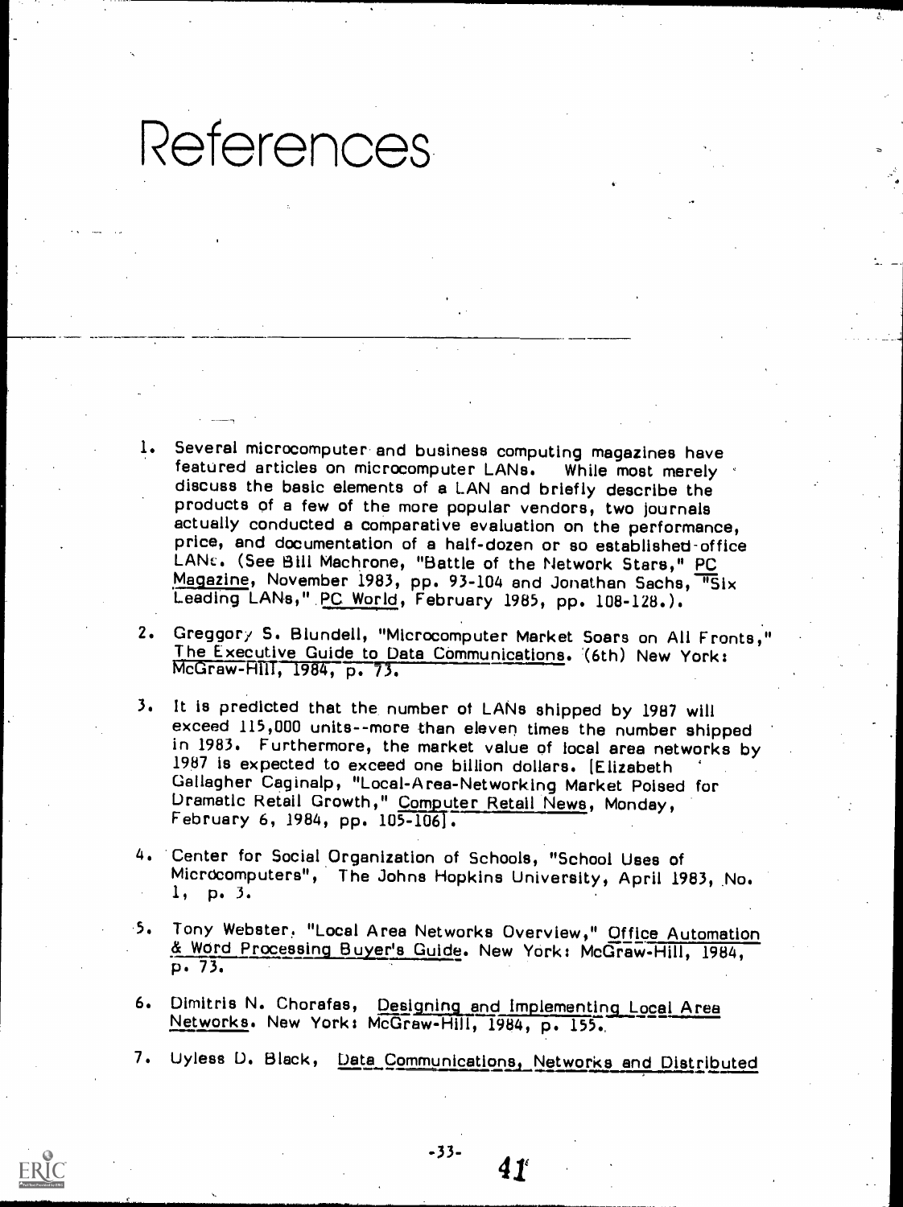# References

1. Several microcomputer and business computing magazines have featured articles on microcomputer LANs. While most merely discuss the basic elements of a LAN and briefly describe the products of a few of the more popular vendors, two journals actually conducted a comparative evaluation on the performance, price, and documentation of a half-dozen or so established-office LANs. (See Bill Machrone, "Battle of the Network Stars," PC Magazine, November 1983, pp. 93-104 and Jonathan Sachs, "Six Leading LANs," PC World, February 1985, pp. 108-128.).

2. Greggory S. Blundell, "Microcomputer Market Soars on All Fronts," The Executive Guide to Data Communications. (6th) New York: McGraw-Hill, 1984, p. 73.

3. It is predicted that the number of LANs shipped by 1987 will exceed 115,000 units--more than eleven times the number shipped in 1983. Furthermore, the market value of local area networks by 1987 is expected to exceed one billion dollars. [Elizabeth Gallagher Caginalp, "Local-Area-Networking Market Poised for Dramatic Retail Growth," Computer Retail News, Monday, February 6, 1984, pp. 105-106].

4. Center for Social Organization of Schools, "School Uses of Microcomputers", The Johns Hopkins University, April 1983, No. 1, p. 3.

5. Tony Webster. "Local Area Networks Overview," Office Automation & Word Processing Buyer's Guide. New York: McGraw-Hill, 1984, p. 73.

6. Dimitris N. Chorafas, Designing and Implementing Local Area Networks. New York: McGraw-Hill, 1984, p. 155.

7. Uyless D. Black, Data Communications, Networks and Distributed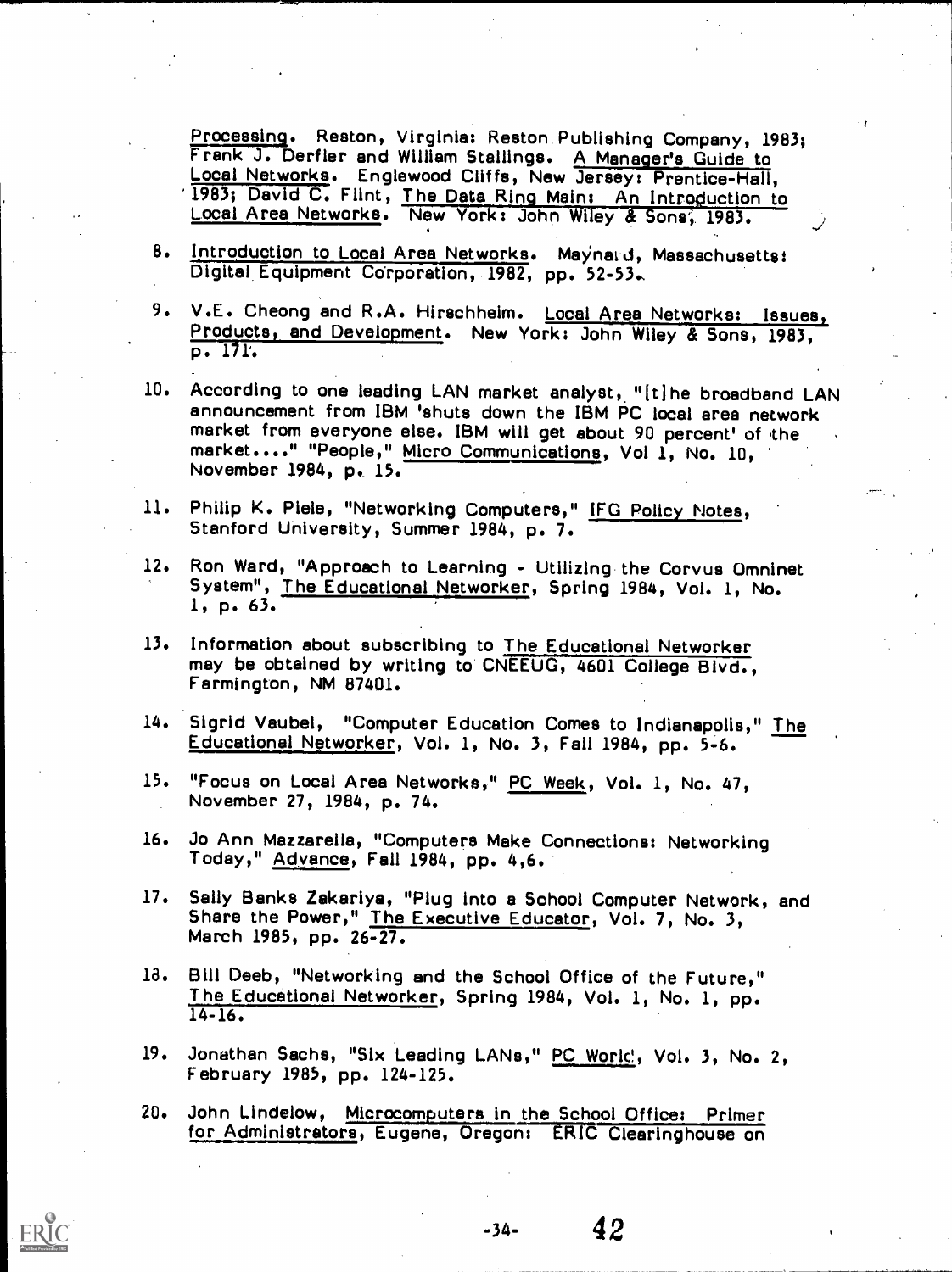Processing. Reston, Virginia: Reston Publishing Company, 1983; Frank J. Derfler and William Stallings. A Manager's Guide to Local Networks. Englewood Cliffs, New Jersey: Prentice-Hall, 1983; David C. Flint, The Data Ring Main: An Introduction to Local Area Networks. New York: John Wiley & Sons, 1983.

8. Introduction to Local Area Networks. Maynard, Massachusetts: Digital Equipment Corporation, 1982, pp. 52-53.

9. V.E. Cheong and R.A. Hirschheim. Local Area Networks: Issues, Products, and Development. New York: John Wiley & Sons, 1983, p. 171.

10. According to one leading LAN market analyst, "[t]he broadband LAN announcement from IBM 'shuts down the IBM PC local area network market from everyone else. IBM will get about 90 percent' of the market...." "People," Micro Communications, Vol 1, No. 10, November 1984, p. 15.

11. Philip K. Piele, "Networking Computers," IFG Policy Notes, Stanford University, Summer 1984, p. 7.

12. Ron Ward, "Approach to Learning - Utilizing the Corvus Omninet System", The Educational Networker, Spring 1984, Vol. 1, No. 1, p. 63.

13. Information about subscribing to The Educational Networker may be obtained by writing to CNEEUG, 4601 College Blvd., Farmington, NM 87401.

14. Sigrid Vaubel, "Computer Education Comes to Indianapolis," The Educational Networker, Vol. 1, No. 3, Fall 1984, pp. 5-6.

15. "Focus on Local Area Networks," PC Week, Vol. 1, No. 47, November 27, 1984, p. 74.

16. Jo Ann Mazzarella, "Computers Make Connections: Networking Today," Advance, Fall 1984, pp. 4,6.

17. Sally Banks Zakariya, "Plug into a School Computer Network, and Share the Power," The Executive Educator, Vol. 7, No. 3, March 1985, pp. 26-27.

18. Bill Deeb, "Networking and the School Office of the Future," The Educational Networker, Spring 1984, Vol. 1, No. 1, pp. 14-16.

19. Jonathan Sachs, "Six Leading LANs," PC World, Vol. 3, No. 2, February 1985, pp. 124-125.

20. John Lindelow, Microcomputers in the School Office: Primer for Administrators, Eugene, Oregon: ERIC Clearinghouse on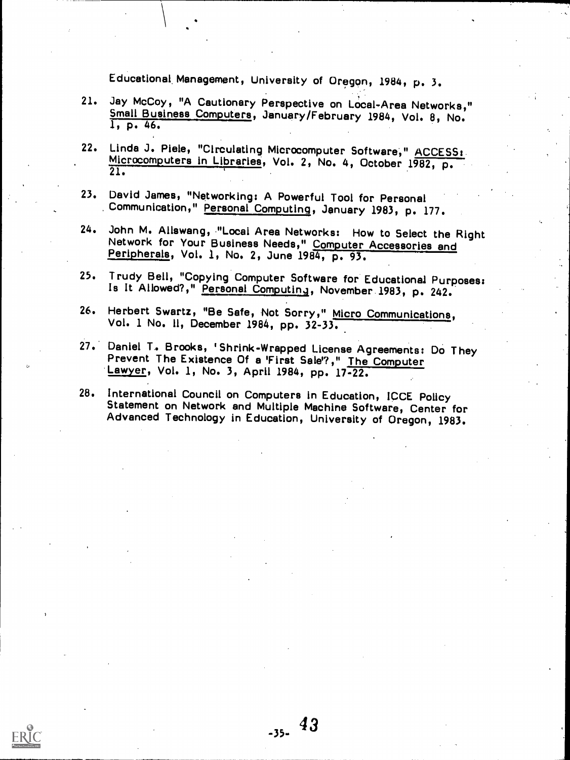Educational Management, University of Oregon, 1984, p. 3.

21. Jay McCoy, "A Cautionary Perspective on Local-Area Networks," Small Business Computers, January/February 1984, Vol. 8, No. 1, p. 46.

22. Linda J. Piele, "Circulating Microcomputer Software," ACCESS: Microcomputers in Libraries, Vol. 2, No. 4, October 1982, p. 21.

23. David James, "Networking: A Powerful Tool for Personal Communication," Personal Computing, January 1983, p. 177.

24. John M. Allswang, "Local Area Networks: How to Select the Right Network for Your Business Needs," Computer Accessories and Peripherals, Vol. 1, No. 2, June 1984, p. 93.

25. Trudy Bell, "Copying Computer Software for Educational Purposes: Is It Allowed?," Personal Computing, November 1983, p. 242.

26. Herbert Swartz, "Be Safe, Not Sorry," Micro Communications, Vol. 1 No. 11, December 1984, pp. 32-33.

27. Daniel T. Brooks, 'Shrink-Wrapped License Agreements: Do They Prevent The Existence Of a 'First Sale'?," The Computer Lawyer, Vol. 1, No. 3, April 1984, pp. 17-22.

28. International Council on Computers in Education, ICCE Policy Statement on Network and Multiple Machine Software, Center for Advanced Technology in Education, University of Oregon, 1983.